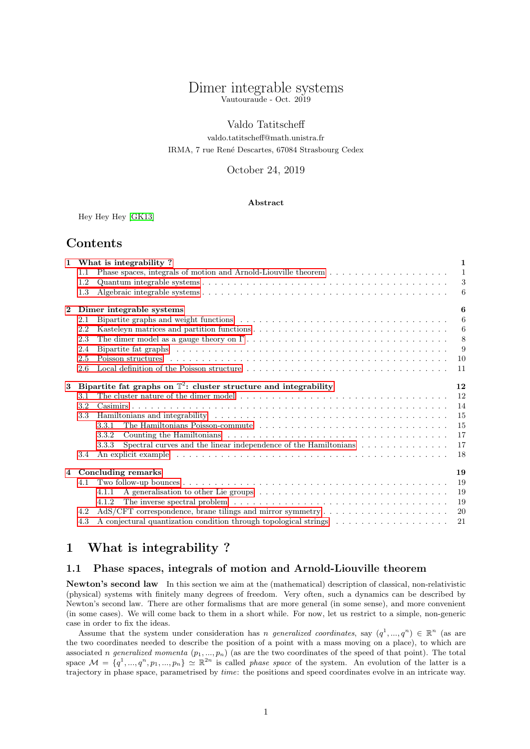# Dimer integrable systems

Vautouraude - Oct. 2019

Valdo Tatitscheff

valdo.tatitscheff@math.unistra.fr

IRMA, 7 rue René Descartes, 67084 Strasbourg Cedex

October 24, 2019

**Abstract**

Hey Hey Hey [GK13]

## Contents

- **1 What is integrability ?** — 1
  - 1.1 Phase spaces, integrals of motion and Arnold-Liouville theorem — 1
  - 1.2 Quantum integrable systems — 3
  - 1.3 Algebraic integrable systems — 6
- **2 Dimer integrable systems** — 6
  - 2.1 Bipartite graphs and weight functions — 6
  - 2.2 Kasteleyn matrices and partition functions — 6
  - 2.3 The dimer model as a gauge theory on Γ — 8
  - 2.4 Bipartite fat graphs — 9
  - 2.5 Poisson structures — 10
  - 2.6 Local definition of the Poisson structure — 11
- **3 Bipartite fat graphs on $\mathbb{T}^2$: cluster structure and integrability** — 12
  - 3.1 The cluster nature of the dimer model — 12
  - 3.2 Casimirs — 14
  - 3.3 Hamiltonians and integrability — 15
    - 3.3.1 The Hamiltonians Poisson-commute — 15
    - 3.3.2 Counting the Hamiltonians — 17
    - 3.3.3 Spectral curves and the linear independence of the Hamiltonians — 17
  - 3.4 An explicit example — 18
- **4 Concluding remarks** — 19
  - 4.1 Two follow-up bounces — 19
    - 4.1.1 A generalisation to other Lie groups — 19
    - 4.1.2 The inverse spectral problem — 19
  - 4.2 AdS/CFT correspondence, brane tilings and mirror symmetry — 20
  - 4.3 A conjectural quantization condition through topological strings — 21

# 1 What is integrability ?

## 1.1 Phase spaces, integrals of motion and Arnold-Liouville theorem

**Newton's second law** In this section we aim at the (mathematical) description of classical, non-relativistic (physical) systems with finitely many degrees of freedom. Very often, such a dynamics can be described by Newton's second law. There are other formalisms that are more general (in some sense), and more convenient (in some cases). We will come back to them in a short while. For now, let us restrict to a simple, non-generic case in order to fix the ideas.

Assume that the system under consideration has $n$ *generalized coordinates*, say $(q^1, ..., q^n) \in \mathbb{R}^n$ (as are the two coordinates needed to describe the position of a point with a mass moving on a place), to which are associated $n$ *generalized momenta* $(p_1, ..., p_n)$ (as are the two coordinates of the speed of that point). The total space $\mathcal{M} = \{q^1, ..., q^n, p_1, ..., p_n\} \simeq \mathbb{R}^{2n}$ is called *phase space* of the system. An evolution of the latter is a trajectory in phase space, parametrised by *time*: the positions and speed coordinates evolve in an intricate way.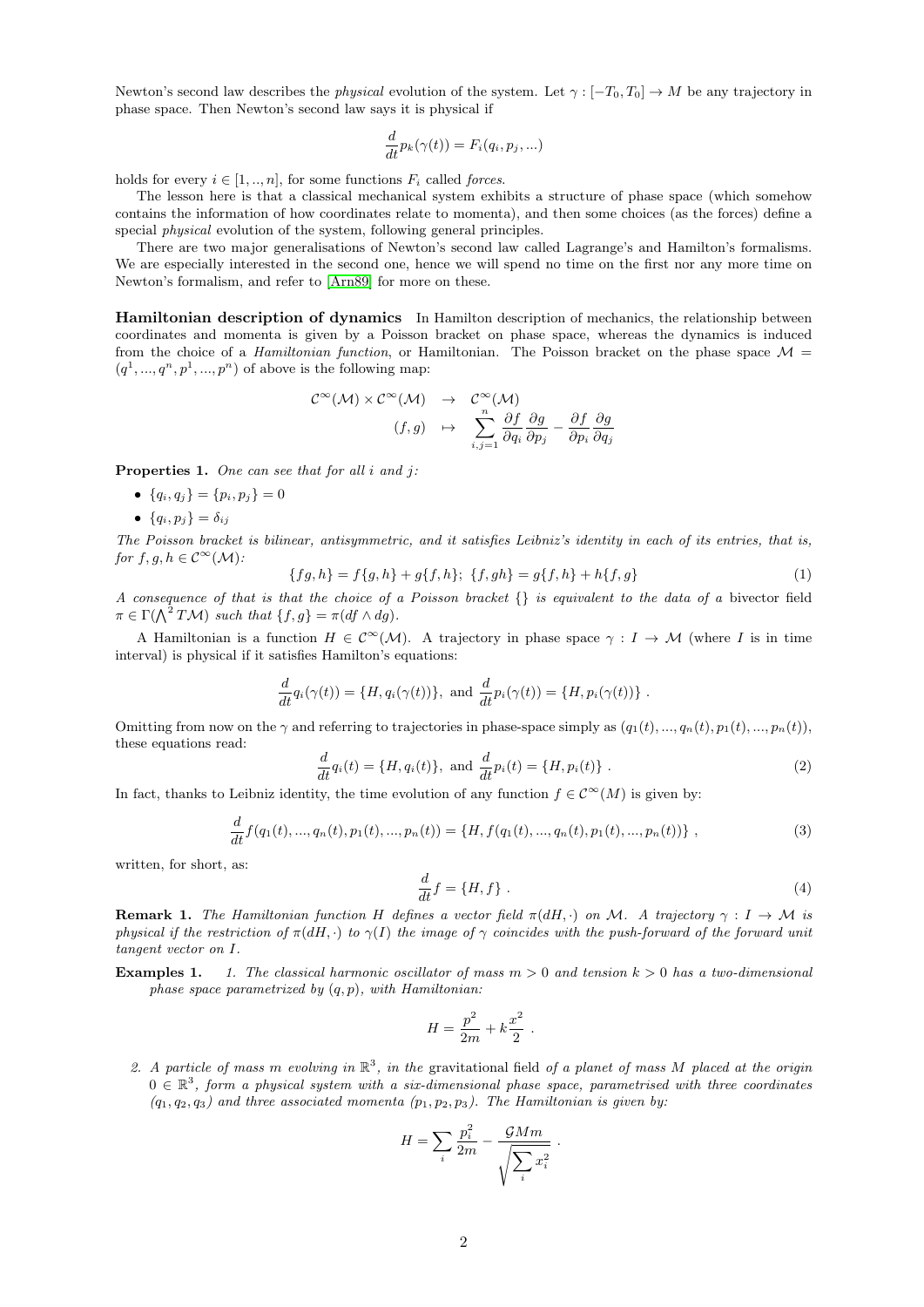Newton's second law describes the *physical* evolution of the system. Let $\gamma : [-T_0, T_0] \to M$ be any trajectory in phase space. Then Newton's second law says it is physical if

$$\frac{d}{dt} p_k(\gamma(t)) = F_i(q_i, p_j, ...)$$

holds for every $i \in [1, .., n]$, for some functions $F_i$ called *forces*.

The lesson here is that a classical mechanical system exhibits a structure of phase space (which somehow contains the information of how coordinates relate to momenta), and then some choices (as the forces) define a special *physical* evolution of the system, following general principles.

There are two major generalisations of Newton's second law called Lagrange's and Hamilton's formalisms. We are especially interested in the second one, hence we will spend no time on the first nor any more time on Newton's formalism, and refer to [Arn89] for more on these.

**Hamiltonian description of dynamics** In Hamilton description of mechanics, the relationship between coordinates and momenta is given by a Poisson bracket on phase space, whereas the dynamics is induced from the choice of a *Hamiltonian function*, or Hamiltonian. The Poisson bracket on the phase space $\mathcal{M} = (q^1, ..., q^n, p^1, ..., p^n)$ of above is the following map:

$$\begin{array}{rcl} \mathcal{C}^\infty(\mathcal{M}) \times \mathcal{C}^\infty(\mathcal{M}) & \to & \mathcal{C}^\infty(\mathcal{M}) \\ (f, g) & \mapsto & \displaystyle\sum_{i,j=1}^{n} \frac{\partial f}{\partial q_i}\frac{\partial g}{\partial p_j} - \frac{\partial f}{\partial p_i}\frac{\partial g}{\partial q_j} \end{array}$$

**Properties 1.** *One can see that for all $i$ and $j$:*

- $\{q_i, q_j\} = \{p_i, p_j\} = 0$
- $\{q_i, p_j\} = \delta_{ij}$

*The Poisson bracket is bilinear, antisymmetric, and it satisfies Leibniz's identity in each of its entries, that is, for $f, g, h \in \mathcal{C}^\infty(\mathcal{M})$:*

$$\{fg, h\} = f\{g, h\} + g\{f, h\};\ \{f, gh\} = g\{f, h\} + h\{f, g\} \tag{1}$$

*A consequence of that is that the choice of a Poisson bracket $\{\}$ is equivalent to the data of a* bivector field *$\pi \in \Gamma(\bigwedge^2 T\mathcal{M})$ such that $\{f, g\} = \pi(df \wedge dg)$.*

A Hamiltonian is a function $H \in \mathcal{C}^\infty(\mathcal{M})$. A trajectory in phase space $\gamma : I \to \mathcal{M}$ (where $I$ is in time interval) is physical if it satisfies Hamilton's equations:

$$\frac{d}{dt} q_i(\gamma(t)) = \{H, q_i(\gamma(t))\},\ \text{and}\ \frac{d}{dt} p_i(\gamma(t)) = \{H, p_i(\gamma(t))\}\ .$$

Omitting from now on the $\gamma$ and referring to trajectories in phase-space simply as $(q_1(t), ..., q_n(t), p_1(t), ..., p_n(t))$, these equations read:

$$\frac{d}{dt} q_i(t) = \{H, q_i(t)\},\ \text{and}\ \frac{d}{dt} p_i(t) = \{H, p_i(t)\}\ . \tag{2}$$

In fact, thanks to Leibniz identity, the time evolution of any function $f \in \mathcal{C}^\infty(M)$ is given by:

$$\frac{d}{dt} f(q_1(t), ..., q_n(t), p_1(t), ..., p_n(t)) = \{H, f(q_1(t), ..., q_n(t), p_1(t), ..., p_n(t))\}\ , \tag{3}$$

written, for short, as:

$$\frac{d}{dt} f = \{H, f\}\ . \tag{4}$$

**Remark 1.** *The Hamiltonian function $H$ defines a vector field $\pi(dH, \cdot)$ on $\mathcal{M}$. A trajectory $\gamma : I \to \mathcal{M}$ is physical if the restriction of $\pi(dH, \cdot)$ to $\gamma(I)$ the image of $\gamma$ coincides with the push-forward of the forward unit tangent vector on $I$.*

**Examples 1.**

1. *The classical harmonic oscillator of mass $m > 0$ and tension $k > 0$ has a two-dimensional phase space parametrized by $(q, p)$, with Hamiltonian:*

$$H = \frac{p^2}{2m} + k\frac{x^2}{2}\ .$$

2. *A particle of mass $m$ evolving in $\mathbb{R}^3$, in the* gravitational field *of a planet of mass $M$ placed at the origin $0 \in \mathbb{R}^3$, form a physical system with a six-dimensional phase space, parametrised with three coordinates $(q_1, q_2, q_3)$ and three associated momenta $(p_1, p_2, p_3)$. The Hamiltonian is given by:*

$$H = \sum_i \frac{p_i^2}{2m} - \frac{\mathcal{G}Mm}{\sqrt{\displaystyle\sum_i x_i^2}}\ .$$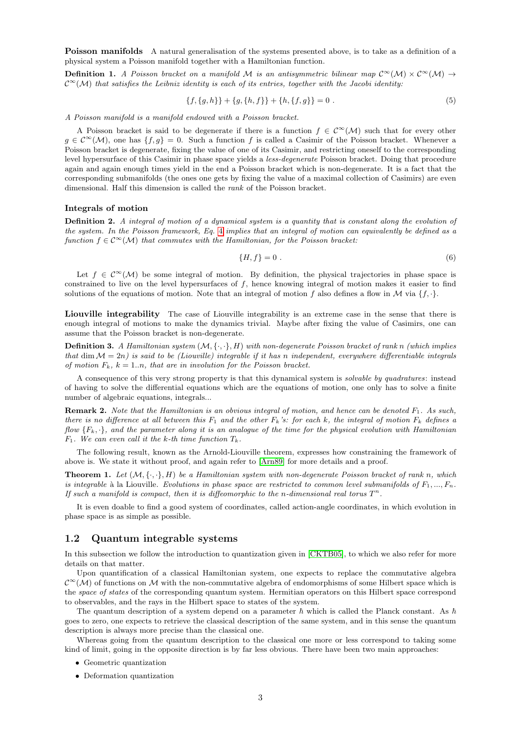**Poisson manifolds** A natural generalisation of the systems presented above, is to take as a definition of a physical system a Poisson manifold together with a Hamiltonian function.

**Definition 1.** *A Poisson bracket on a manifold $\mathcal{M}$ is an antisymmetric bilinear map $\mathcal{C}^\infty(\mathcal{M}) \times \mathcal{C}^\infty(\mathcal{M}) \to \mathcal{C}^\infty(\mathcal{M})$ that satisfies the Leibniz identity is each of its entries, together with the Jacobi identity:*

$$\{f, \{g, h\}\} + \{g, \{h, f\}\} + \{h, \{f, g\}\} = 0 \; . \tag{5}$$

*A Poisson manifold is a manifold endowed with a Poisson bracket.*

A Poisson bracket is said to be degenerate if there is a function $f \in \mathcal{C}^\infty(\mathcal{M})$ such that for every other $g \in \mathcal{C}^\infty(\mathcal{M})$, one has $\{f, g\} = 0$. Such a function $f$ is called a Casimir of the Poisson bracket. Whenever a Poisson bracket is degenerate, fixing the value of one of its Casimir, and restricting oneself to the corresponding level hypersurface of this Casimir in phase space yields a *less-degenerate* Poisson bracket. Doing that procedure again and again enough times yield in the end a Poisson bracket which is non-degenerate. It is a fact that the corresponding submanifolds (the ones one gets by fixing the value of a maximal collection of Casimirs) are even dimensional. Half this dimension is called the *rank* of the Poisson bracket.

### Integrals of motion

**Definition 2.** *A integral of motion of a dynamical system is a quantity that is constant along the evolution of the system. In the Poisson framework, Eq. 4 implies that an integral of motion can equivalently be defined as a function $f \in \mathcal{C}^\infty(\mathcal{M})$ that commutes with the Hamiltonian, for the Poisson bracket:*

$$\{H, f\} = 0 \; . \tag{6}$$

Let $f \in \mathcal{C}^\infty(\mathcal{M})$ be some integral of motion. By definition, the physical trajectories in phase space is constrained to live on the level hypersurfaces of $f$, hence knowing integral of motion makes it easier to find solutions of the equations of motion. Note that an integral of motion $f$ also defines a flow in $\mathcal{M}$ via $\{f, \cdot\}$.

**Liouville integrability** The case of Liouville integrability is an extreme case in the sense that there is enough integral of motions to make the dynamics trivial. Maybe after fixing the value of Casimirs, one can assume that the Poisson bracket is non-degenerate.

**Definition 3.** *A Hamiltonian system $(\mathcal{M}, \{\cdot, \cdot\}, H)$ with non-degenerate Poisson bracket of rank $n$ (which implies that $\dim \mathcal{M} = 2n$) is said to be (Liouville) integrable if it has $n$ independent, everywhere differentiable integrals of motion $F_k$, $k = 1..n$, that are in involution for the Poisson bracket.*

A consequence of this very strong property is that this dynamical system is *solvable by quadratures*: instead of having to solve the differential equations which are the equations of motion, one only has to solve a finite number of algebraic equations, integrals...

**Remark 2.** *Note that the Hamiltonian is an obvious integral of motion, and hence can be denoted $F_1$. As such, there is no difference at all between this $F_1$ and the other $F_k$'s: for each $k$, the integral of motion $F_k$ defines a flow $\{F_k, \cdot\}$, and the parameter along it is an analogue of the time for the physical evolution with Hamiltonian $F_1$. We can even call it the $k$-th time function $T_k$.*

The following result, known as the Arnold-Liouville theorem, expresses how constraining the framework of above is. We state it without proof, and again refer to [Arn89] for more details and a proof.

**Theorem 1.** *Let $(\mathcal{M}, \{\cdot, \cdot\}, H)$ be a Hamiltonian system with non-degenerate Poisson bracket of rank $n$, which is integrable* à la Liouville. *Evolutions in phase space are restricted to common level submanifolds of $F_1, ..., F_n$. If such a manifold is compact, then it is diffeomorphic to the $n$-dimensional real torus $T^n$.*

It is even doable to find a good system of coordinates, called action-angle coordinates, in which evolution in phase space is as simple as possible.

## 1.2 Quantum integrable systems

In this subsection we follow the introduction to quantization given in [CKTB05], to which we also refer for more details on that matter.

Upon quantification of a classical Hamiltonian system, one expects to replace the commutative algebra $\mathcal{C}^\infty(\mathcal{M})$ of functions on $\mathcal{M}$ with the non-commutative algebra of endomorphisms of some Hilbert space which is the *space of states* of the corresponding quantum system. Hermitian operators on this Hilbert space correspond to observables, and the rays in the Hilbert space to states of the system.

The quantum description of a system depend on a parameter $\hbar$ which is called the Planck constant. As $\hbar$ goes to zero, one expects to retrieve the classical description of the same system, and in this sense the quantum description is always more precise than the classical one.

Whereas going from the quantum description to the classical one more or less correspond to taking some kind of limit, going in the opposite direction is by far less obvious. There have been two main approaches:

- Geometric quantization
- Deformation quantization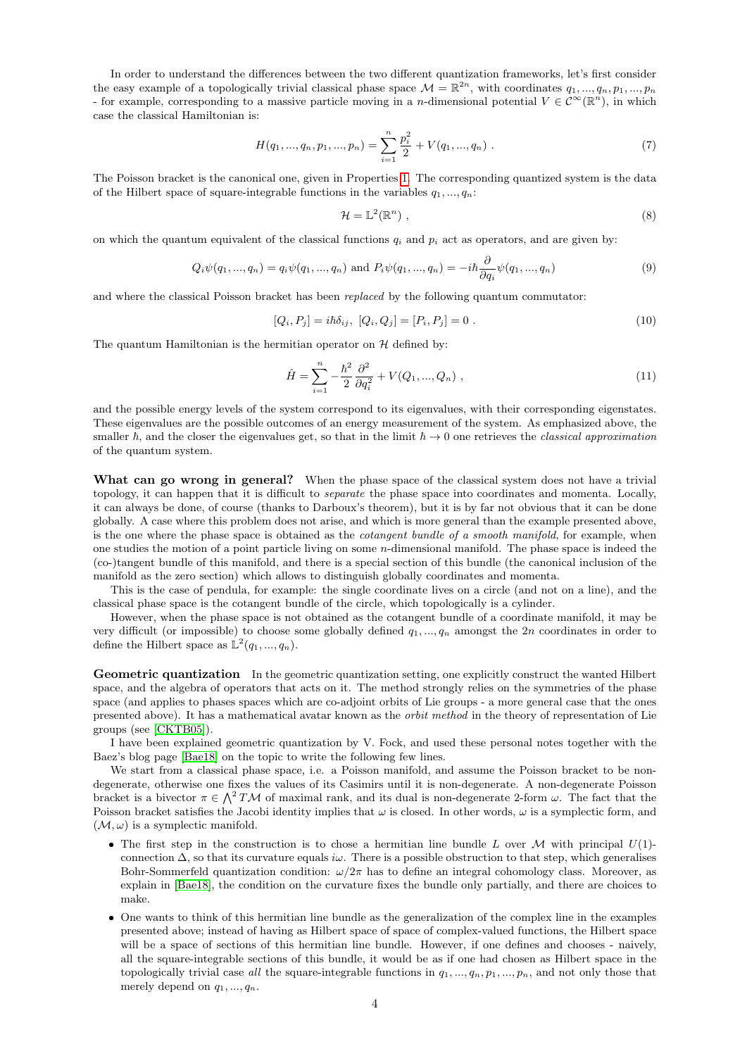In order to understand the differences between the two different quantization frameworks, let's first consider the easy example of a topologically trivial classical phase space $\mathcal{M} = \mathbb{R}^{2n}$, with coordinates $q_1, ..., q_n, p_1, ..., p_n$ - for example, corresponding to a massive particle moving in a $n$-dimensional potential $V \in \mathcal{C}^\infty(\mathbb{R}^n)$, in which case the classical Hamiltonian is:

$$H(q_1, ..., q_n, p_1, ..., p_n) = \sum_{i=1}^{n} \frac{p_i^2}{2} + V(q_1, ..., q_n) \ . \tag{7}$$

The Poisson bracket is the canonical one, given in Properties 1. The corresponding quantized system is the data of the Hilbert space of square-integrable functions in the variables $q_1, ..., q_n$:

$$\mathcal{H} = \mathbb{L}^2(\mathbb{R}^n) \ , \tag{8}$$

on which the quantum equivalent of the classical functions $q_i$ and $p_i$ act as operators, and are given by:

$$Q_i \psi(q_1, ..., q_n) = q_i \psi(q_1, ..., q_n) \text{ and } P_i \psi(q_1, ..., q_n) = -i\hbar \frac{\partial}{\partial q_i} \psi(q_1, ..., q_n) \tag{9}$$

and where the classical Poisson bracket has been *replaced* by the following quantum commutator:

$$[Q_i, P_j] = i\hbar \delta_{ij}, \ [Q_i, Q_j] = [P_i, P_j] = 0 \ . \tag{10}$$

The quantum Hamiltonian is the hermitian operator on $\mathcal{H}$ defined by:

$$\hat{H} = \sum_{i=1}^{n} -\frac{\hbar^2}{2} \frac{\partial^2}{\partial q_i^2} + V(Q_1, ..., Q_n) \ , \tag{11}$$

and the possible energy levels of the system correspond to its eigenvalues, with their corresponding eigenstates. These eigenvalues are the possible outcomes of an energy measurement of the system. As emphasized above, the smaller $\hbar$, and the closer the eigenvalues get, so that in the limit $\hbar \to 0$ one retrieves the *classical approximation* of the quantum system.

**What can go wrong in general?** When the phase space of the classical system does not have a trivial topology, it can happen that it is difficult to *separate* the phase space into coordinates and momenta. Locally, it can always be done, of course (thanks to Darboux's theorem), but it is by far not obvious that it can be done globally. A case where this problem does not arise, and which is more general than the example presented above, is the one where the phase space is obtained as the *cotangent bundle of a smooth manifold*, for example, when one studies the motion of a point particle living on some $n$-dimensional manifold. The phase space is indeed the (co-)tangent bundle of this manifold, and there is a special section of this bundle (the canonical inclusion of the manifold as the zero section) which allows to distinguish globally coordinates and momenta.

This is the case of pendula, for example: the single coordinate lives on a circle (and not on a line), and the classical phase space is the cotangent bundle of the circle, which topologically is a cylinder.

However, when the phase space is not obtained as the cotangent bundle of a coordinate manifold, it may be very difficult (or impossible) to choose some globally defined $q_1, ..., q_n$ amongst the $2n$ coordinates in order to define the Hilbert space as $\mathbb{L}^2(q_1, ..., q_n)$.

**Geometric quantization** In the geometric quantization setting, one explicitly construct the wanted Hilbert space, and the algebra of operators that acts on it. The method strongly relies on the symmetries of the phase space (and applies to phases spaces which are co-adjoint orbits of Lie groups - a more general case that the ones presented above). It has a mathematical avatar known as the *orbit method* in the theory of representation of Lie groups (see [CKTB05]).

I have been explained geometric quantization by V. Fock, and used these personal notes together with the Baez's blog page [Bae18] on the topic to write the following few lines.

We start from a classical phase space, i.e. a Poisson manifold, and assume the Poisson bracket to be non-degenerate, otherwise one fixes the values of its Casimirs until it is non-degenerate. A non-degenerate Poisson bracket is a bivector $\pi \in \bigwedge^2 T\mathcal{M}$ of maximal rank, and its dual is non-degenerate 2-form $\omega$. The fact that the Poisson bracket satisfies the Jacobi identity implies that $\omega$ is closed. In other words, $\omega$ is a symplectic form, and $(\mathcal{M}, \omega)$ is a symplectic manifold.

- The first step in the construction is to chose a hermitian line bundle $L$ over $\mathcal{M}$ with principal $U(1)$-connection $\Delta$, so that its curvature equals $i\omega$. There is a possible obstruction to that step, which generalises Bohr-Sommerfeld quantization condition: $\omega/2\pi$ has to define an integral cohomology class. Moreover, as explain in [Bae18], the condition on the curvature fixes the bundle only partially, and there are choices to make.
- One wants to think of this hermitian line bundle as the generalization of the complex line in the examples presented above; instead of having as Hilbert space of space of complex-valued functions, the Hilbert space will be a space of sections of this hermitian line bundle. However, if one defines and chooses - naively, all the square-integrable sections of this bundle, it would be as if one had chosen as Hilbert space in the topologically trivial case *all* the square-integrable functions in $q_1, ..., q_n, p_1, ..., p_n$, and not only those that merely depend on $q_1, ..., q_n$.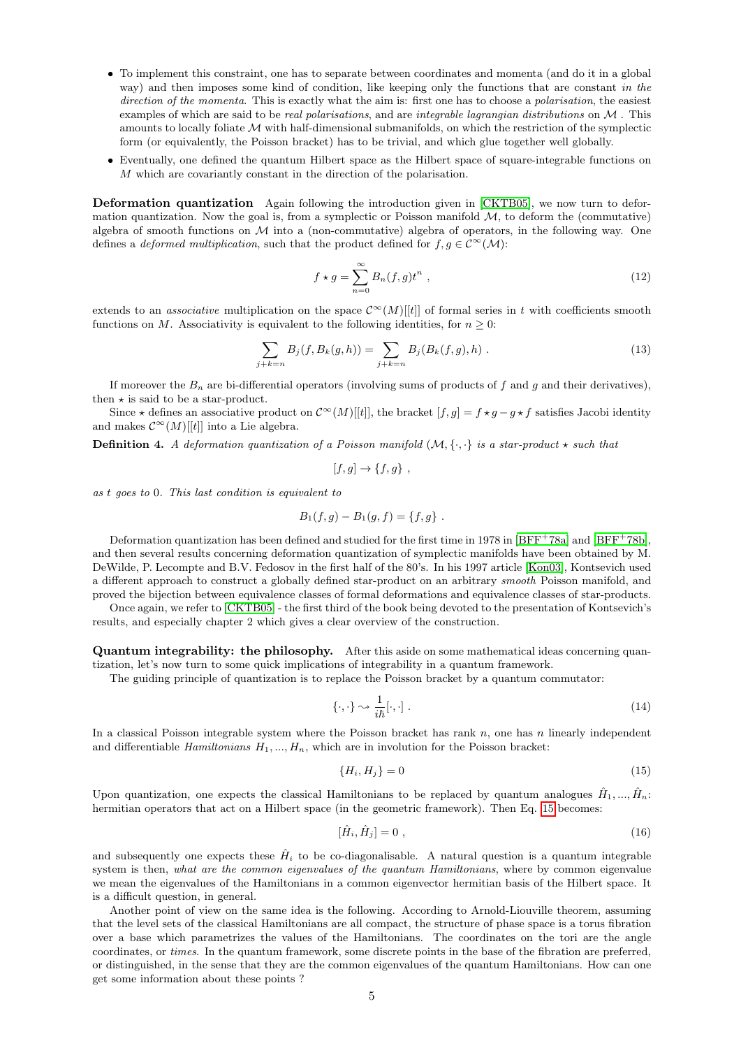- To implement this constraint, one has to separate between coordinates and momenta (and do it in a global way) and then imposes some kind of condition, like keeping only the functions that are constant *in the direction of the momenta*. This is exactly what the aim is: first one has to choose a *polarisation*, the easiest examples of which are said to be *real polarisations*, and are *integrable lagrangian distributions* on $\mathcal{M}$ . This amounts to locally foliate $\mathcal{M}$ with half-dimensional submanifolds, on which the restriction of the symplectic form (or equivalently, the Poisson bracket) has to be trivial, and which glue together well globally.
- Eventually, one defined the quantum Hilbert space as the Hilbert space of square-integrable functions on $M$ which are covariantly constant in the direction of the polarisation.

**Deformation quantization** Again following the introduction given in [CKTB05], we now turn to deformation quantization. Now the goal is, from a symplectic or Poisson manifold $\mathcal{M}$, to deform the (commutative) algebra of smooth functions on $\mathcal{M}$ into a (non-commutative) algebra of operators, in the following way. One defines a *deformed multiplication*, such that the product defined for $f, g \in \mathcal{C}^\infty(\mathcal{M})$:

$$f \star g = \sum_{n=0}^{\infty} B_n(f,g) t^n \ , \tag{12}$$

extends to an *associative* multiplication on the space $\mathcal{C}^\infty(M)[[t]]$ of formal series in $t$ with coefficients smooth functions on $M$. Associativity is equivalent to the following identities, for $n \geq 0$:

$$\sum_{j+k=n} B_j(f, B_k(g,h)) = \sum_{j+k=n} B_j(B_k(f,g),h) \ . \tag{13}$$

If moreover the $B_n$ are bi-differential operators (involving sums of products of $f$ and $g$ and their derivatives), then $\star$ is said to be a star-product.

Since $\star$ defines an associative product on $\mathcal{C}^\infty(M)[[t]]$, the bracket $[f,g] = f \star g - g \star f$ satisfies Jacobi identity and makes $\mathcal{C}^\infty(M)[[t]]$ into a Lie algebra.

**Definition 4.** *A deformation quantization of a Poisson manifold $(\mathcal{M}, \{\cdot,\cdot\}$ is a star-product $\star$ such that*

$$[f,g] \to \{f,g\} \ ,$$

*as $t$ goes to 0. This last condition is equivalent to*

$$B_1(f,g) - B_1(g,f) = \{f,g\} \ .$$

Deformation quantization has been defined and studied for the first time in 1978 in [BFF+78a] and [BFF+78b], and then several results concerning deformation quantization of symplectic manifolds have been obtained by M. DeWilde, P. Lecompte and B.V. Fedosov in the first half of the 80's. In his 1997 article [Kon03], Kontsevich used a different approach to construct a globally defined star-product on an arbitrary *smooth* Poisson manifold, and proved the bijection between equivalence classes of formal deformations and equivalence classes of star-products.

Once again, we refer to [CKTB05] - the first third of the book being devoted to the presentation of Kontsevich's results, and especially chapter 2 which gives a clear overview of the construction.

**Quantum integrability: the philosophy.** After this aside on some mathematical ideas concerning quantization, let's now turn to some quick implications of integrability in a quantum framework.

The guiding principle of quantization is to replace the Poisson bracket by a quantum commutator:

$$\{\cdot,\cdot\} \rightsquigarrow \frac{1}{i\hbar}[\cdot,\cdot] \ . \tag{14}$$

In a classical Poisson integrable system where the Poisson bracket has rank $n$, one has $n$ linearly independent and differentiable *Hamiltonians* $H_1, ..., H_n$, which are in involution for the Poisson bracket:

$$\{H_i, H_j\} = 0 \tag{15}$$

Upon quantization, one expects the classical Hamiltonians to be replaced by quantum analogues $\hat{H}_1, ..., \hat{H}_n$: hermitian operators that act on a Hilbert space (in the geometric framework). Then Eq. 15 becomes:

$$[\hat{H}_i, \hat{H}_j] = 0 \ , \tag{16}$$

and subsequently one expects these $\hat{H}_i$ to be co-diagonalisable. A natural question is a quantum integrable system is then, *what are the common eigenvalues of the quantum Hamiltonians*, where by common eigenvalue we mean the eigenvalues of the Hamiltonians in a common eigenvector hermitian basis of the Hilbert space. It is a difficult question, in general.

Another point of view on the same idea is the following. According to Arnold-Liouville theorem, assuming that the level sets of the classical Hamiltonians are all compact, the structure of phase space is a torus fibration over a base which parametrizes the values of the Hamiltonians. The coordinates on the tori are the angle coordinates, or *times*. In the quantum framework, some discrete points in the base of the fibration are preferred, or distinguished, in the sense that they are the common eigenvalues of the quantum Hamiltonians. How can one get some information about these points ?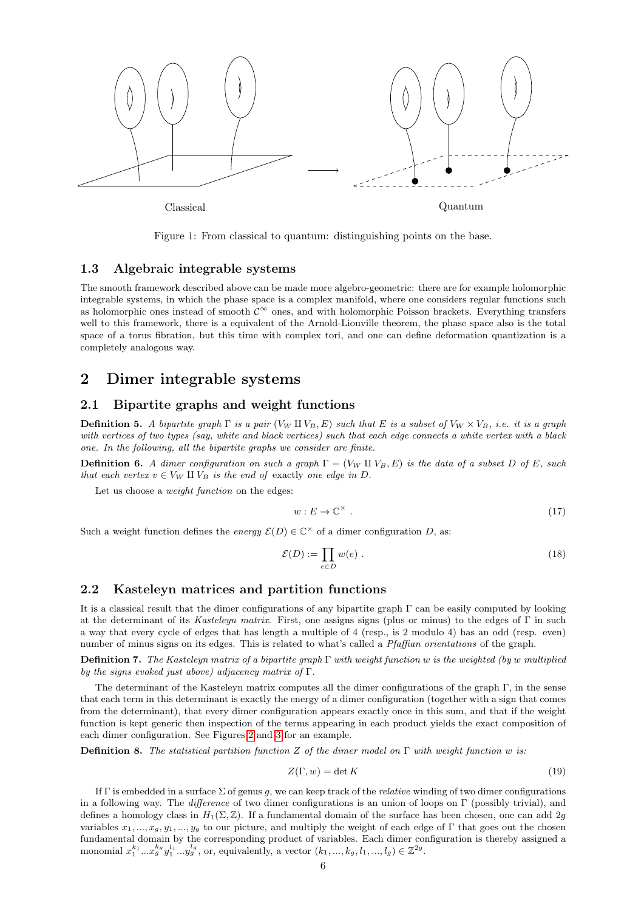Classical

Quantum

Figure 1: From classical to quantum: distinguishing points on the base.

### 1.3 Algebraic integrable systems

The smooth framework described above can be made more algebro-geometric: there are for example holomorphic integrable systems, in which the phase space is a complex manifold, where one considers regular functions such as holomorphic ones instead of smooth $\mathcal{C}^\infty$ ones, and with holomorphic Poisson brackets. Everything transfers well to this framework, there is a equivalent of the Arnold-Liouville theorem, the phase space also is the total space of a torus fibration, but this time with complex tori, and one can define deformation quantization is a completely analogous way.

## 2 Dimer integrable systems

### 2.1 Bipartite graphs and weight functions

**Definition 5.** *A bipartite graph $\Gamma$ is a pair $(V_W \amalg V_B, E)$ such that $E$ is a subset of $V_W \times V_B$, i.e. it is a graph with vertices of two types (say, white and black vertices) such that each edge connects a white vertex with a black one. In the following, all the bipartite graphs we consider are finite.*

**Definition 6.** *A dimer configuration on such a graph $\Gamma = (V_W \amalg V_B, E)$ is the data of a subset $D$ of $E$, such that each vertex $v \in V_W \amalg V_B$ is the end of* exactly *one edge in $D$.*

Let us choose a *weight function* on the edges:

$$w : E \to \mathbb{C}^\times \ . \tag{17}$$

Such a weight function defines the *energy* $\mathcal{E}(D) \in \mathbb{C}^\times$ of a dimer configuration $D$, as:

$$\mathcal{E}(D) := \prod_{e \in D} w(e) \ . \tag{18}$$

### 2.2 Kasteleyn matrices and partition functions

It is a classical result that the dimer configurations of any bipartite graph $\Gamma$ can be easily computed by looking at the determinant of its *Kasteleyn matrix*. First, one assigns signs (plus or minus) to the edges of $\Gamma$ in such a way that every cycle of edges that has length a multiple of 4 (resp., is 2 modulo 4) has an odd (resp. even) number of minus signs on its edges. This is related to what's called a *Pfaffian orientations* of the graph.

**Definition 7.** *The Kasteleyn matrix of a bipartite graph $\Gamma$ with weight function $w$ is the weighted (by $w$ multiplied by the signs evoked just above) adjacency matrix of $\Gamma$.*

The determinant of the Kasteleyn matrix computes all the dimer configurations of the graph $\Gamma$, in the sense that each term in this determinant is exactly the energy of a dimer configuration (together with a sign that comes from the determinant), that every dimer configuration appears exactly once in this sum, and that if the weight function is kept generic then inspection of the terms appearing in each product yields the exact composition of each dimer configuration. See Figures 2 and 3 for an example.

**Definition 8.** *The statistical partition function $Z$ of the dimer model on $\Gamma$ with weight function $w$ is:*

$$Z(\Gamma, w) = \det K \tag{19}$$

If $\Gamma$ is embedded in a surface $\Sigma$ of genus $g$, we can keep track of the *relative* winding of two dimer configurations in a following way. The *difference* of two dimer configurations is an union of loops on $\Gamma$ (possibly trivial), and defines a homology class in $H_1(\Sigma, \mathbb{Z})$. If a fundamental domain of the surface has been chosen, one can add $2g$ variables $x_1, ..., x_g, y_1, ..., y_g$ to our picture, and multiply the weight of each edge of $\Gamma$ that goes out the chosen fundamental domain by the corresponding product of variables. Each dimer configuration is thereby assigned a monomial $x_1^{k_1}...x_g^{k_g}y_1^{l_1}...y_g^{l_g}$, or, equivalently, a vector $(k_1, ..., k_g, l_1, ..., l_g) \in \mathbb{Z}^{2g}$.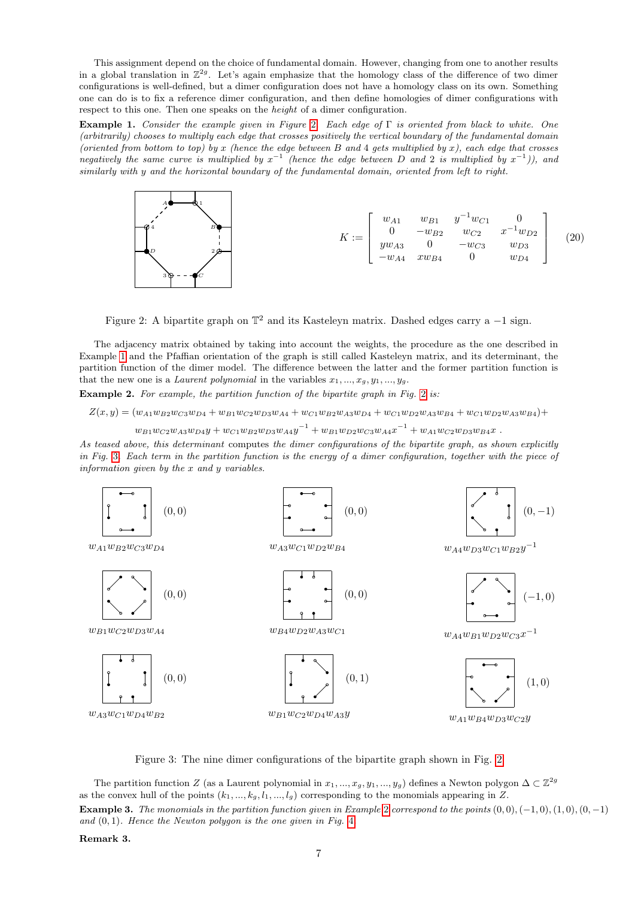This assignment depend on the choice of fundamental domain. However, changing from one to another results in a global translation in $\mathbb{Z}^{2g}$. Let's again emphasize that the homology class of the difference of two dimer configurations is well-defined, but a dimer configuration does not have a homology class on its own. Something one can do is to fix a reference dimer configuration, and then define homologies of dimer configurations with respect to this one. Then one speaks on the *height* of a dimer configuration.

**Example 1.** *Consider the example given in Figure 2. Each edge of $\Gamma$ is oriented from black to white. One (arbitrarily) chooses to multiply each edge that crosses positively the vertical boundary of the fundamental domain (oriented from bottom to top) by $x$ (hence the edge between $B$ and $4$ gets multiplied by $x$), each edge that crosses negatively the same curve is multiplied by $x^{-1}$ (hence the edge between $D$ and $2$ is multiplied by $x^{-1}$)), and similarly with $y$ and the horizontal boundary of the fundamental domain, oriented from left to right.*

$$K := \begin{bmatrix} w_{A1} & w_{B1} & y^{-1}w_{C1} & 0 \\ 0 & -w_{B2} & w_{C2} & x^{-1}w_{D2} \\ yw_{A3} & 0 & -w_{C3} & w_{D3} \\ -w_{A4} & xw_{B4} & 0 & w_{D4} \end{bmatrix} \qquad (20)$$

Figure 2: A bipartite graph on $\mathbb{T}^2$ and its Kasteleyn matrix. Dashed edges carry a $-1$ sign.

The adjacency matrix obtained by taking into account the weights, the procedure as the one described in Example 1 and the Pfaffian orientation of the graph is still called Kasteleyn matrix, and its determinant, the partition function of the dimer model. The difference between the latter and the former partition function is that the new one is a *Laurent polynomial* in the variables $x_1, ..., x_g, y_1, ..., y_g$.

**Example 2.** *For example, the partition function of the bipartite graph in Fig. 2 is:*

$$Z(x, y) = (w_{A1}w_{B2}w_{C3}w_{D4} + w_{B1}w_{C2}w_{D3}w_{A4} + w_{C1}w_{B2}w_{A3}w_{D4} + w_{C1}w_{D2}w_{A3}w_{B4} + w_{C1}w_{D2}w_{A3}w_{B4})+$$
$$w_{B1}w_{C2}w_{A3}w_{D4}y + w_{C1}w_{B2}w_{D3}w_{A4}y^{-1} + w_{B1}w_{D2}w_{C3}w_{A4}x^{-1} + w_{A1}w_{C2}w_{D3}w_{B4}x \,.$$

*As teased above, this determinant computes the dimer configurations of the bipartite graph, as shown explicitly in Fig. 3. Each term in the partition function is the energy of a dimer configuration, together with the piece of information given by the $x$ and $y$ variables.*

| Configuration | Homology class |
|---|---|
| $w_{A1}w_{B2}w_{C3}w_{D4}$ | $(0,0)$ |
| $w_{A3}w_{C1}w_{D2}w_{B4}$ | $(0,0)$ |
| $w_{A4}w_{D3}w_{C1}w_{B2}y^{-1}$ | $(0,-1)$ |
| $w_{B1}w_{C2}w_{D3}w_{A4}$ | $(0,0)$ |
| $w_{B4}w_{D2}w_{A3}w_{C1}$ | $(0,0)$ |
| $w_{A4}w_{B1}w_{D2}w_{C3}x^{-1}$ | $(-1,0)$ |
| $w_{A3}w_{C1}w_{D4}w_{B2}$ | $(0,0)$ |
| $w_{B1}w_{C2}w_{D4}w_{A3}y$ | $(0,1)$ |
| $w_{A1}w_{B4}w_{D3}w_{C2}y$ | $(1,0)$ |

Figure 3: The nine dimer configurations of the bipartite graph shown in Fig. 2

The partition function $Z$ (as a Laurent polynomial in $x_1, ..., x_g, y_1, ..., y_g$) defines a Newton polygon $\Delta \subset \mathbb{Z}^{2g}$ as the convex hull of the points $(k_1, ..., k_g, l_1, ..., l_g)$ corresponding to the monomials appearing in $Z$.

**Example 3.** *The monomials in the partition function given in Example 2 correspond to the points $(0, 0), (-1, 0), (1, 0), (0, -1)$ and $(0, 1)$. Hence the Newton polygon is the one given in Fig. 4.*

**Remark 3.**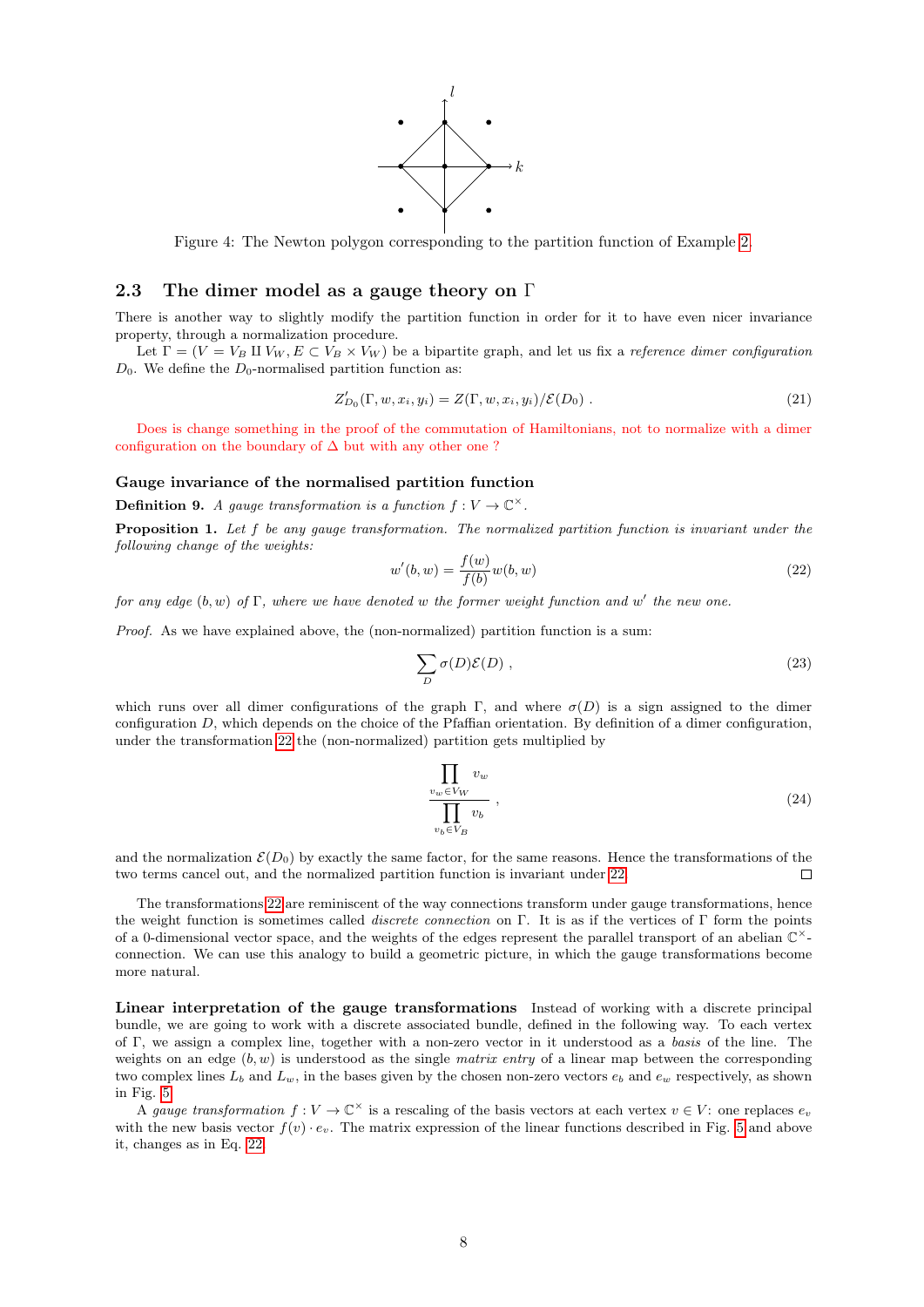Figure 4: The Newton polygon corresponding to the partition function of Example 2.

## 2.3 The dimer model as a gauge theory on $\Gamma$

There is another way to slightly modify the partition function in order for it to have even nicer invariance property, through a normalization procedure.

Let $\Gamma = (V = V_B \amalg V_W, E \subset V_B \times V_W)$ be a bipartite graph, and let us fix a *reference dimer configuration* $D_0$. We define the $D_0$-normalised partition function as:

$$Z'_{D_0}(\Gamma, w, x_i, y_i) = Z(\Gamma, w, x_i, y_i)/\mathcal{E}(D_0) \ . \tag{21}$$

Does is change something in the proof of the commutation of Hamiltonians, not to normalize with a dimer configuration on the boundary of $\Delta$ but with any other one ?

### Gauge invariance of the normalised partition function

**Definition 9.** *A gauge transformation is a function $f : V \to \mathbb{C}^\times$.*

**Proposition 1.** *Let $f$ be any gauge transformation. The normalized partition function is invariant under the following change of the weights:*

$$w'(b, w) = \frac{f(w)}{f(b)} w(b, w) \tag{22}$$

*for any edge $(b, w)$ of $\Gamma$, where we have denoted $w$ the former weight function and $w'$ the new one.*

*Proof.* As we have explained above, the (non-normalized) partition function is a sum:

$$\sum_D \sigma(D)\mathcal{E}(D) \ , \tag{23}$$

which runs over all dimer configurations of the graph $\Gamma$, and where $\sigma(D)$ is a sign assigned to the dimer configuration $D$, which depends on the choice of the Pfaffian orientation. By definition of a dimer configuration, under the transformation 22 the (non-normalized) partition gets multiplied by

$$\frac{\prod\limits_{v_w \in V_W} v_w}{\prod\limits_{v_b \in V_B} v_b} \ , \tag{24}$$

and the normalization $\mathcal{E}(D_0)$ by exactly the same factor, for the same reasons. Hence the transformations of the two terms cancel out, and the normalized partition function is invariant under 22. □

The transformations 22 are reminiscent of the way connections transform under gauge transformations, hence the weight function is sometimes called *discrete connection* on $\Gamma$. It is as if the vertices of $\Gamma$ form the points of a 0-dimensional vector space, and the weights of the edges represent the parallel transport of an abelian $\mathbb{C}^\times$-connection. We can use this analogy to build a geometric picture, in which the gauge transformations become more natural.

**Linear interpretation of the gauge transformations** Instead of working with a discrete principal bundle, we are going to work with a discrete associated bundle, defined in the following way. To each vertex of $\Gamma$, we assign a complex line, together with a non-zero vector in it understood as a *basis* of the line. The weights on an edge $(b, w)$ is understood as the single *matrix entry* of a linear map between the corresponding two complex lines $L_b$ and $L_w$, in the bases given by the chosen non-zero vectors $e_b$ and $e_w$ respectively, as shown in Fig. 5.

A *gauge transformation* $f : V \to \mathbb{C}^\times$ is a rescaling of the basis vectors at each vertex $v \in V$: one replaces $e_v$ with the new basis vector $f(v) \cdot e_v$. The matrix expression of the linear functions described in Fig. 5 and above it, changes as in Eq. 22.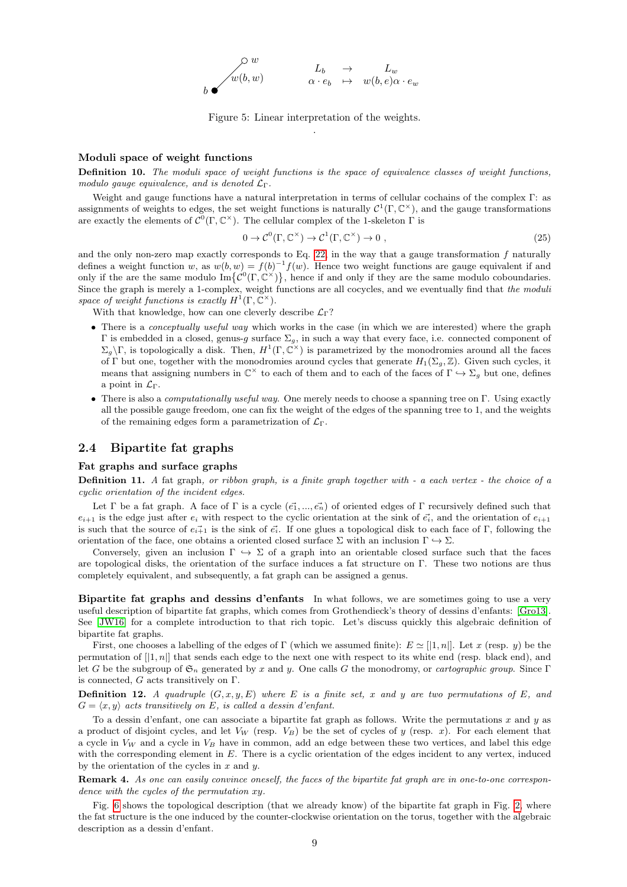$$L_b \to L_w$$
$$\alpha \cdot e_b \mapsto w(b,e)\alpha \cdot e_w$$

Figure 5: Linear interpretation of the weights.

### Moduli space of weight functions

**Definition 10.** *The moduli space of weight functions is the space of equivalence classes of weight functions, modulo gauge equivalence, and is denoted $\mathcal{L}_\Gamma$.*

Weight and gauge functions have a natural interpretation in terms of cellular cochains of the complex $\Gamma$: as assignments of weights to edges, the set weight functions is naturally $\mathcal{C}^1(\Gamma, \mathbb{C}^\times)$, and the gauge transformations are exactly the elements of $\mathcal{C}^0(\Gamma, \mathbb{C}^\times)$. The cellular complex of the 1-skeleton $\Gamma$ is

$$0 \to \mathcal{C}^0(\Gamma, \mathbb{C}^\times) \to \mathcal{C}^1(\Gamma, \mathbb{C}^\times) \to 0 \,, \tag{25}$$

and the only non-zero map exactly corresponds to Eq. 22, in the way that a gauge transformation $f$ naturally defines a weight function $w$, as $w(b,w) = f(b)^{-1}f(w)$. Hence two weight functions are gauge equivalent if and only if the are the same modulo $\mathrm{Im}\{\mathcal{C}^0(\Gamma, \mathbb{C}^\times)\}$, hence if and only if they are the same modulo coboundaries. Since the graph is merely a 1-complex, weight functions are all cocycles, and we eventually find that *the moduli space of weight functions is exactly $H^1(\Gamma, \mathbb{C}^\times)$.*

With that knowledge, how can one cleverly describe $\mathcal{L}_\Gamma$?

- There is a *conceptually useful way* which works in the case (in which we are interested) where the graph $\Gamma$ is embedded in a closed, genus-$g$ surface $\Sigma_g$, in such a way that every face, i.e. connected component of $\Sigma_g\backslash\Gamma$, is topologically a disk. Then, $H^1(\Gamma, \mathbb{C}^\times)$ is parametrized by the monodromies around all the faces of $\Gamma$ but one, together with the monodromies around cycles that generate $H_1(\Sigma_g, \mathbb{Z})$. Given such cycles, it means that assigning numbers in $\mathbb{C}^\times$ to each of them and to each of the faces of $\Gamma \hookrightarrow \Sigma_g$ but one, defines a point in $\mathcal{L}_\Gamma$.
- There is also a *computationally useful way.* One merely needs to choose a spanning tree on $\Gamma$. Using exactly all the possible gauge freedom, one can fix the weight of the edges of the spanning tree to 1, and the weights of the remaining edges form a parametrization of $\mathcal{L}_\Gamma$.

## 2.4 Bipartite fat graphs

### Fat graphs and surface graphs

**Definition 11.** *A* fat graph*, or ribbon graph, is a finite graph together with - a each vertex - the choice of a cyclic orientation of the incident edges.*

Let $\Gamma$ be a fat graph. A face of $\Gamma$ is a cycle $(\vec{e_1}, ..., \vec{e_n})$ of oriented edges of $\Gamma$ recursively defined such that $e_{i+1}$ is the edge just after $e_i$ with respect to the cyclic orientation at the sink of $\vec{e_i}$, and the orientation of $e_{i+1}$ is such that the source of $\vec{e_{i+1}}$ is the sink of $\vec{e_i}$. If one glues a topological disk to each face of $\Gamma$, following the orientation of the face, one obtains a oriented closed surface $\Sigma$ with an inclusion $\Gamma \hookrightarrow \Sigma$.

Conversely, given an inclusion $\Gamma \hookrightarrow \Sigma$ of a graph into an orientable closed surface such that the faces are topological disks, the orientation of the surface induces a fat structure on $\Gamma$. These two notions are thus completely equivalent, and subsequently, a fat graph can be assigned a genus.

**Bipartite fat graphs and dessins d'enfants** In what follows, we are sometimes going to use a very useful description of bipartite fat graphs, which comes from Grothendieck's theory of dessins d'enfants: [Gro13]. See [JW16] for a complete introduction to that rich topic. Let's discuss quickly this algebraic definition of bipartite fat graphs.

First, one chooses a labelling of the edges of $\Gamma$ (which we assumed finite): $E \simeq [|1, n|]$. Let $x$ (resp. $y$) be the permutation of $[|1, n|]$ that sends each edge to the next one with respect to its white end (resp. black end), and let $G$ be the subgroup of $\mathfrak{S}_n$ generated by $x$ and $y$. One calls $G$ the monodromy, or *cartographic group*. Since $\Gamma$ is connected, $G$ acts transitively on $\Gamma$.

**Definition 12.** *A quadruple $(G, x, y, E)$ where $E$ is a finite set, $x$ and $y$ are two permutations of $E$, and $G = \langle x, y\rangle$ acts transitively on $E$, is called a dessin d'enfant.*

To a dessin d'enfant, one can associate a bipartite fat graph as follows. Write the permutations $x$ and $y$ as a product of disjoint cycles, and let $V_W$ (resp. $V_B$) be the set of cycles of $y$ (resp. $x$). For each element that a cycle in $V_W$ and a cycle in $V_B$ have in common, add an edge between these two vertices, and label this edge with the corresponding element in $E$. There is a cyclic orientation of the edges incident to any vertex, induced by the orientation of the cycles in $x$ and $y$.

**Remark 4.** *As one can easily convince oneself, the faces of the bipartite fat graph are in one-to-one correspondence with the cycles of the permutation $xy$.*

Fig. 6 shows the topological description (that we already know) of the bipartite fat graph in Fig. 2, where the fat structure is the one induced by the counter-clockwise orientation on the torus, together with the algebraic description as a dessin d'enfant.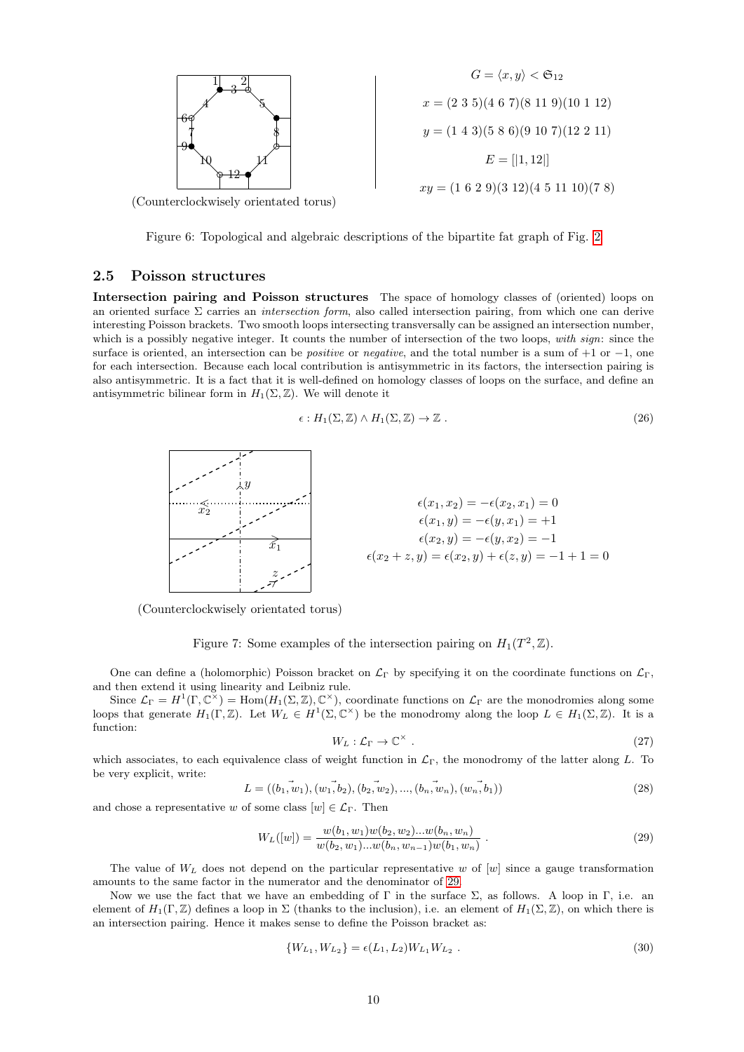(Counterclockwisely orientated torus)

$$G = \langle x, y \rangle < \mathfrak{S}_{12}$$

$$x = (2\ 3\ 5)(4\ 6\ 7)(8\ 11\ 9)(10\ 1\ 12)$$

$$y = (1\ 4\ 3)(5\ 8\ 6)(9\ 10\ 7)(12\ 2\ 11)$$

$$E = [|1, 12|]$$

$$xy = (1\ 6\ 2\ 9)(3\ 12)(4\ 5\ 11\ 10)(7\ 8)$$

Figure 6: Topological and algebraic descriptions of the bipartite fat graph of Fig. 2

## 2.5 Poisson structures

**Intersection pairing and Poisson structures** The space of homology classes of (oriented) loops on an oriented surface $\Sigma$ carries an *intersection form*, also called intersection pairing, from which one can derive interesting Poisson brackets. Two smooth loops intersecting transversally can be assigned an intersection number, which is a possibly negative integer. It counts the number of intersection of the two loops, *with sign*: since the surface is oriented, an intersection can be *positive* or *negative*, and the total number is a sum of $+1$ or $-1$, one for each intersection. Because each local contribution is antisymmetric in its factors, the intersection pairing is also antisymmetric. It is a fact that it is well-defined on homology classes of loops on the surface, and define an antisymmetric bilinear form in $H_1(\Sigma, \mathbb{Z})$. We will denote it

$$\epsilon : H_1(\Sigma, \mathbb{Z}) \wedge H_1(\Sigma, \mathbb{Z}) \to \mathbb{Z} \ . \tag{26}$$

(Counterclockwisely orientated torus)

$$\epsilon(x_1, x_2) = -\epsilon(x_2, x_1) = 0$$
$$\epsilon(x_1, y) = -\epsilon(y, x_1) = +1$$
$$\epsilon(x_2, y) = -\epsilon(y, x_2) = -1$$
$$\epsilon(x_2 + z, y) = \epsilon(x_2, y) + \epsilon(z, y) = -1 + 1 = 0$$

Figure 7: Some examples of the intersection pairing on $H_1(T^2, \mathbb{Z})$.

One can define a (holomorphic) Poisson bracket on $\mathcal{L}_\Gamma$ by specifying it on the coordinate functions on $\mathcal{L}_\Gamma$, and then extend it using linearity and Leibniz rule.

Since $\mathcal{L}_\Gamma = H^1(\Gamma, \mathbb{C}^\times) = \mathrm{Hom}(H_1(\Sigma, \mathbb{Z}), \mathbb{C}^\times)$, coordinate functions on $\mathcal{L}_\Gamma$ are the monodromies along some loops that generate $H_1(\Gamma, \mathbb{Z})$. Let $W_L \in H^1(\Sigma, \mathbb{C}^\times)$ be the monodromy along the loop $L \in H_1(\Sigma, \mathbb{Z})$. It is a function:

$$W_L : \mathcal{L}_\Gamma \to \mathbb{C}^\times \ . \tag{27}$$

which associates, to each equivalence class of weight function in $\mathcal{L}_\Gamma$, the monodromy of the latter along $L$. To be very explicit, write:

$$L = ((\vec{b_1, w_1}), (\vec{w_1, b_2}), (\vec{b_2, w_2}), ..., (\vec{b_n, w_n}), (\vec{w_n, b_1})) \tag{28}$$

and chose a representative $w$ of some class $[w] \in \mathcal{L}_\Gamma$. Then

$$W_L([w]) = \frac{w(b_1, w_1)w(b_2, w_2)...w(b_n, w_n)}{w(b_2, w_1)...w(b_n, w_{n-1})w(b_1, w_n)} \ . \tag{29}$$

The value of $W_L$ does not depend on the particular representative $w$ of $[w]$ since a gauge transformation amounts to the same factor in the numerator and the denominator of 29.

Now we use the fact that we have an embedding of $\Gamma$ in the surface $\Sigma$, as follows. A loop in $\Gamma$, i.e. an element of $H_1(\Gamma, \mathbb{Z})$ defines a loop in $\Sigma$ (thanks to the inclusion), i.e. an element of $H_1(\Sigma, \mathbb{Z})$, on which there is an intersection pairing. Hence it makes sense to define the Poisson bracket as:

$$\{W_{L_1}, W_{L_2}\} = \epsilon(L_1, L_2) W_{L_1} W_{L_2} \ . \tag{30}$$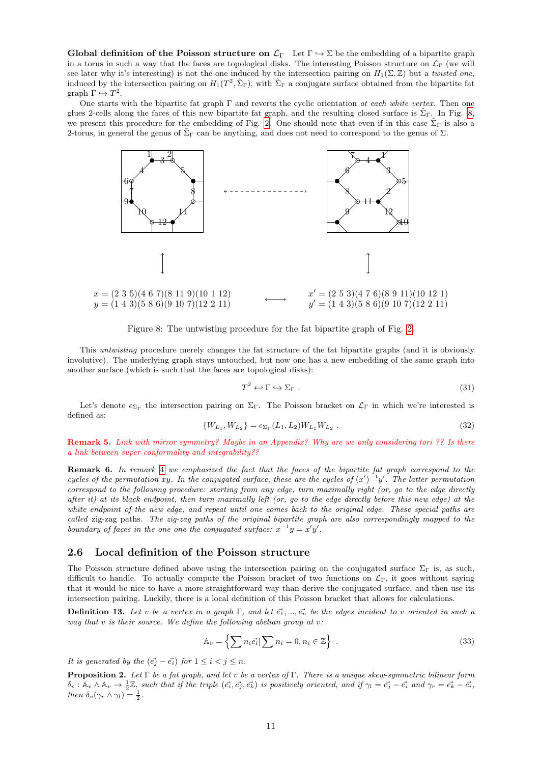**Global definition of the Poisson structure on $\mathcal{L}_\Gamma$** Let $\Gamma \hookrightarrow \Sigma$ be the embedding of a bipartite graph in a torus in such a way that the faces are topological disks. The interesting Poisson structure on $\mathcal{L}_\Gamma$ (we will see later why it's interesting) is not the one induced by the intersection pairing on $H_1(\Sigma, \mathbb{Z})$ but a *twisted one*, induced by the intersection pairing on $H_1(T^2, \tilde{\Sigma}_\Gamma)$, with $\tilde{\Sigma}_\Gamma$ a conjugate surface obtained from the bipartite fat graph $\Gamma \hookrightarrow T^2$.

One starts with the bipartite fat graph $\Gamma$ and reverts the cyclic orientation *at each white vertex*. Then one glues 2-cells along the faces of this new bipartite fat graph, and the resulting closed surface is $\tilde{\Sigma}_\Gamma$. In Fig. 8, we present this procedure for the embedding of Fig. 2. One should note that even if in this case $\tilde{\Sigma}_\Gamma$ is also a 2-torus, in general the genus of $\tilde{\Sigma}_\Gamma$ can be anything, and does not need to correspond to the genus of $\Sigma$.

$x = (2\ 3\ 5)(4\ 6\ 7)(8\ 11\ 9)(10\ 1\ 12)$
$y = (1\ 4\ 3)(5\ 8\ 6)(9\ 10\ 7)(12\ 2\ 11)$

$\longleftrightarrow$

$x' = (2\ 5\ 3)(4\ 7\ 6)(8\ 9\ 11)(10\ 12\ 1)$
$y' = (1\ 4\ 3)(5\ 8\ 6)(9\ 10\ 7)(12\ 2\ 11)$

Figure 8: The untwisting procedure for the fat bipartite graph of Fig. 2.

This *untwisting* procedure merely changes the fat structure of the fat bipartite graphs (and it is obviously involutive). The underlying graph stays untouched, but now one has a new embedding of the same graph into another surface (which is such that the faces are topological disks):

$$T^2 \hookleftarrow \Gamma \hookrightarrow \Sigma_\Gamma\ . \tag{31}$$

Let's denote $\epsilon_{\Sigma_\Gamma}$ the intersection pairing on $\Sigma_\Gamma$. The Poisson bracket on $\mathcal{L}_\Gamma$ in which we're interested is defined as:

$$\{W_{L_1}, W_{L_2}\} = \epsilon_{\Sigma_\Gamma}(L_1, L_2) W_{L_1} W_{L_2}\ . \tag{32}$$

**Remark 5.** *Link with mirror symmetry? Maybe in an Appendix? Why are we only considering tori ?? Is there a link between super-conformality and integrability??*

**Remark 6.** *In remark 4 we emphasized the fact that the faces of the bipartite fat graph correspond to the cycles of the permutation $xy$. In the conjugated surface, these are the cycles of $(x')^{-1}y'$. The latter permutation correspond to the following procedure: starting from any edge, turn maximally right (or, go to the edge directly after it) at its black endpoint, then turn maximally left (or, go to the edge directly before this new edge) at the white endpoint of the new edge, and repeat until one comes back to the original edge. These special paths are called* zig-zag paths. *The zig-zag paths of the original bipartite graph are also correspondingly mapped to the boundary of faces in the one one the conjugated surface: $x^{-1}y = x'y'$.*

## 2.6 Local definition of the Poisson structure

The Poisson structure defined above using the intersection pairing on the conjugated surface $\Sigma_\Gamma$ is, as such, difficult to handle. To actually compute the Poisson bracket of two functions on $\mathcal{L}_\Gamma$, it goes without saying that it would be nice to have a more straightforward way than derive the conjugated surface, and then use its intersection pairing. Luckily, there is a local definition of this Poisson bracket that allows for calculations.

**Definition 13.** *Let $v$ be a vertex in a graph $\Gamma$, and let $\vec{e_1}, ..., \vec{e_n}$ be the edges incident to $v$ oriented in such a way that $v$ is their source. We define the following abelian group at $v$:*

$$\mathbb{A}_v = \left\{ \sum n_i \vec{e_i} \middle| \sum n_i = 0, n_i \in \mathbb{Z} \right\}\ . \tag{33}$$

*It is generated by the $(\vec{e_j} - \vec{e_i})$ for $1 \le i < j \le n$.*

**Proposition 2.** *Let $\Gamma$ be a fat graph, and let $v$ be a vertex of $\Gamma$. There is a unique skew-symmetric bilinear form $\delta_v : \mathbb{A}_v \wedge \mathbb{A}_v \to \frac{1}{2}\mathbb{Z}$, such that if the triple $(\vec{e_i}, \vec{e_j}, \vec{e_k})$ is positively oriented, and if $\gamma_l = \vec{e_j} - \vec{e_i}$ and $\gamma_r = \vec{e_k} - \vec{e_i}$, then $\delta_v(\gamma_r \wedge \gamma_l) = \frac{1}{2}$.*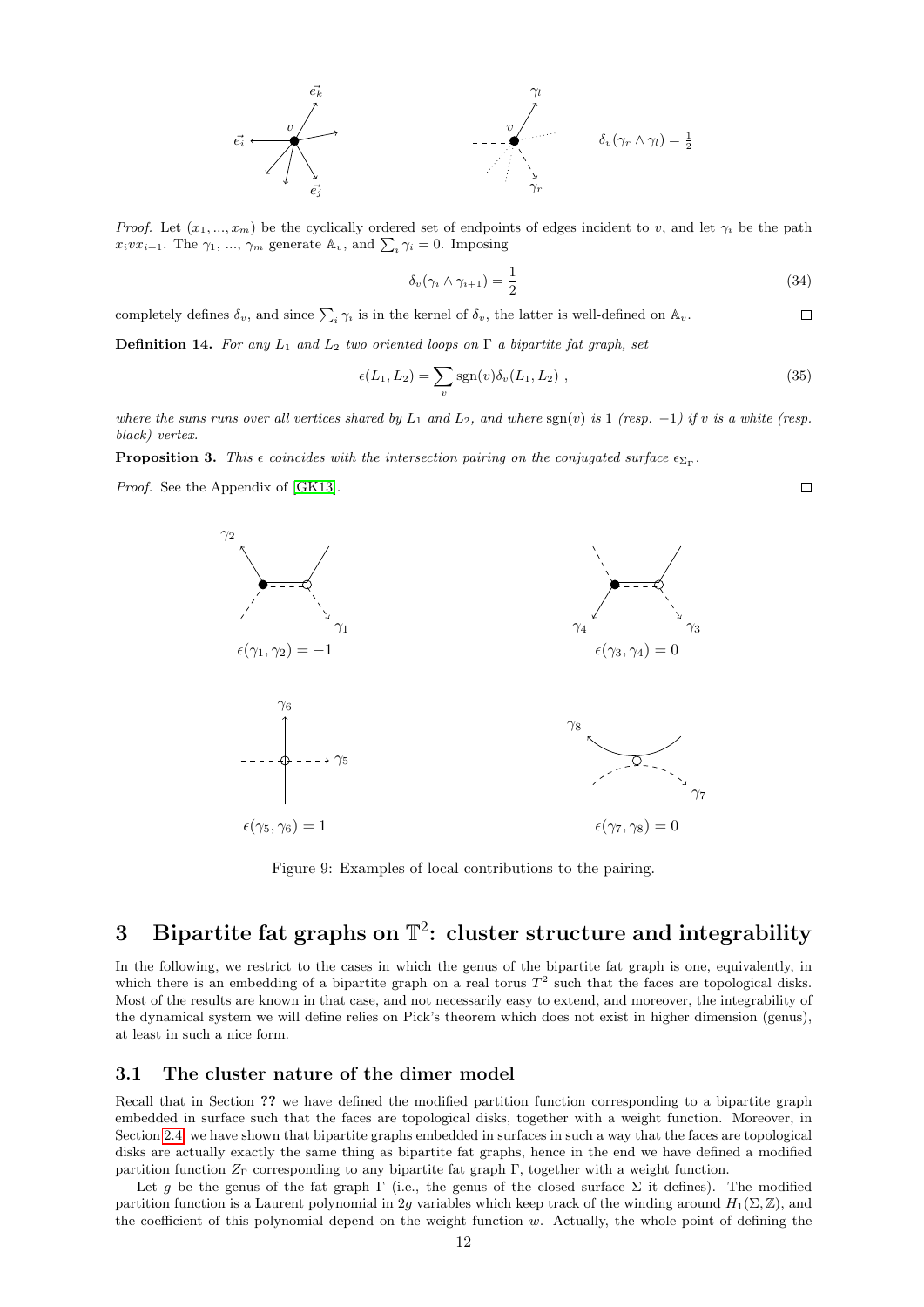$\delta_v(\gamma_r \wedge \gamma_l) = \frac{1}{2}$

*Proof.* Let $(x_1, ..., x_m)$ be the cyclically ordered set of endpoints of edges incident to $v$, and let $\gamma_i$ be the path $x_i v x_{i+1}$. The $\gamma_1$, ..., $\gamma_m$ generate $\mathbb{A}_v$, and $\sum_i \gamma_i = 0$. Imposing

$$\delta_v(\gamma_i \wedge \gamma_{i+1}) = \frac{1}{2} \tag{34}$$

completely defines $\delta_v$, and since $\sum_i \gamma_i$ is in the kernel of $\delta_v$, the latter is well-defined on $\mathbb{A}_v$. □

**Definition 14.** *For any $L_1$ and $L_2$ two oriented loops on $\Gamma$ a bipartite fat graph, set*

$$\epsilon(L_1, L_2) = \sum_v \operatorname{sgn}(v) \delta_v(L_1, L_2) \ , \tag{35}$$

*where the suns runs over all vertices shared by $L_1$ and $L_2$, and where $\operatorname{sgn}(v)$ is 1 (resp. $-1$) if $v$ is a white (resp. black) vertex.*

**Proposition 3.** *This $\epsilon$ coincides with the intersection pairing on the conjugated surface $\epsilon_{\Sigma_\Gamma}$.*

*Proof.* See the Appendix of [GK13]. □

$\epsilon(\gamma_1, \gamma_2) = -1$ $\epsilon(\gamma_3, \gamma_4) = 0$

$\epsilon(\gamma_5, \gamma_6) = 1$ $\epsilon(\gamma_7, \gamma_8) = 0$

Figure 9: Examples of local contributions to the pairing.

# 3 Bipartite fat graphs on $\mathbb{T}^2$: cluster structure and integrability

In the following, we restrict to the cases in which the genus of the bipartite fat graph is one, equivalently, in which there is an embedding of a bipartite graph on a real torus $T^2$ such that the faces are topological disks. Most of the results are known in that case, and not necessarily easy to extend, and moreover, the integrability of the dynamical system we will define relies on Pick's theorem which does not exist in higher dimension (genus), at least in such a nice form.

## 3.1 The cluster nature of the dimer model

Recall that in Section ?? we have defined the modified partition function corresponding to a bipartite graph embedded in surface such that the faces are topological disks, together with a weight function. Moreover, in Section 2.4, we have shown that bipartite graphs embedded in surfaces in such a way that the faces are topological disks are actually exactly the same thing as bipartite fat graphs, hence in the end we have defined a modified partition function $Z_\Gamma$ corresponding to any bipartite fat graph $\Gamma$, together with a weight function.

Let $g$ be the genus of the fat graph $\Gamma$ (i.e., the genus of the closed surface $\Sigma$ it defines). The modified partition function is a Laurent polynomial in $2g$ variables which keep track of the winding around $H_1(\Sigma, \mathbb{Z})$, and the coefficient of this polynomial depend on the weight function $w$. Actually, the whole point of defining the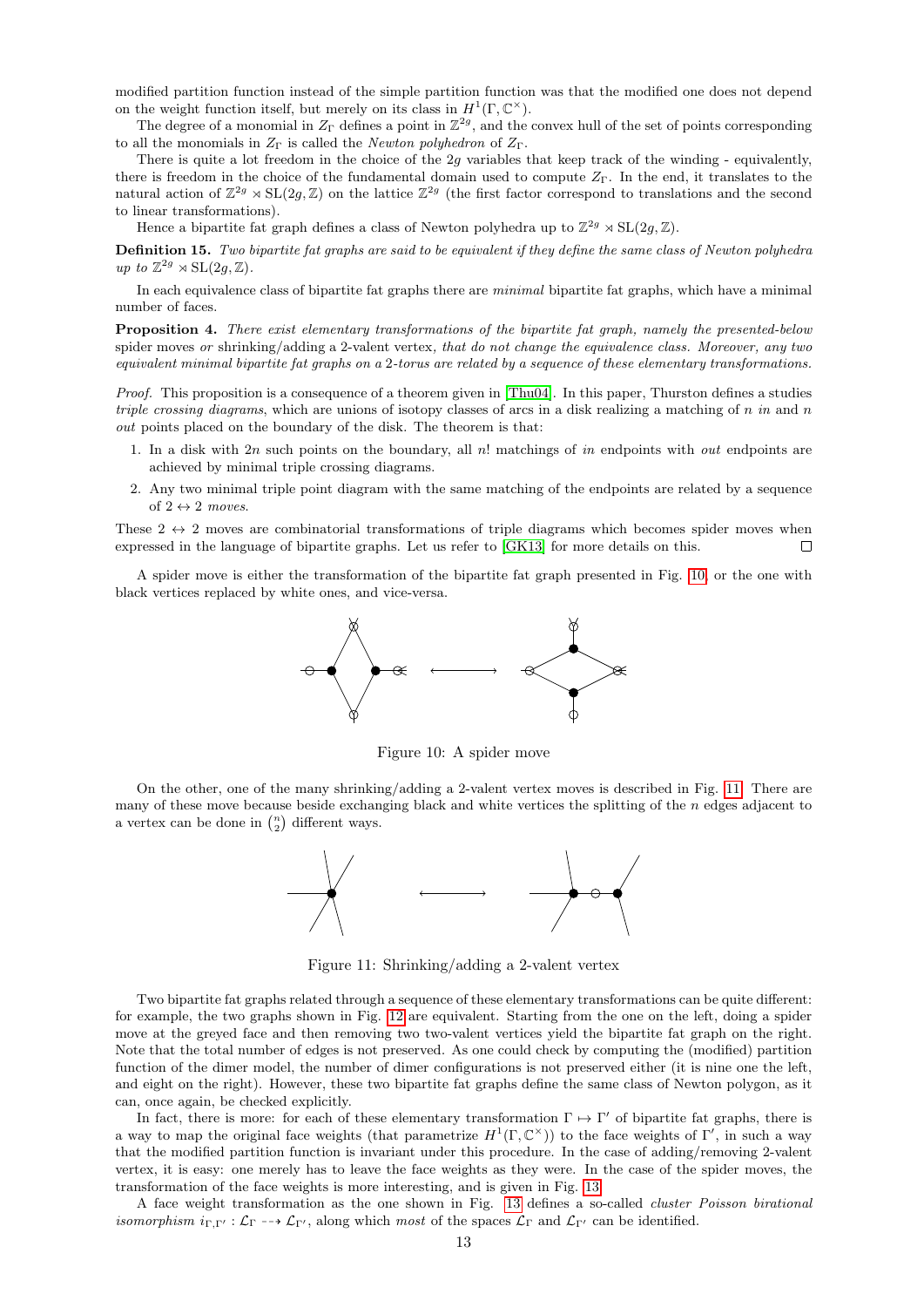modified partition function instead of the simple partition function was that the modified one does not depend on the weight function itself, but merely on its class in $H^1(\Gamma, \mathbb{C}^\times)$.

The degree of a monomial in $Z_\Gamma$ defines a point in $\mathbb{Z}^{2g}$, and the convex hull of the set of points corresponding to all the monomials in $Z_\Gamma$ is called the *Newton polyhedron* of $Z_\Gamma$.

There is quite a lot freedom in the choice of the $2g$ variables that keep track of the winding - equivalently, there is freedom in the choice of the fundamental domain used to compute $Z_\Gamma$. In the end, it translates to the natural action of $\mathbb{Z}^{2g} \rtimes \mathrm{SL}(2g, \mathbb{Z})$ on the lattice $\mathbb{Z}^{2g}$ (the first factor correspond to translations and the second to linear transformations).

Hence a bipartite fat graph defines a class of Newton polyhedra up to $\mathbb{Z}^{2g} \rtimes \mathrm{SL}(2g, \mathbb{Z})$.

**Definition 15.** *Two bipartite fat graphs are said to be equivalent if they define the same class of Newton polyhedra up to $\mathbb{Z}^{2g} \rtimes \mathrm{SL}(2g, \mathbb{Z})$.*

In each equivalence class of bipartite fat graphs there are *minimal* bipartite fat graphs, which have a minimal number of faces.

**Proposition 4.** *There exist elementary transformations of the bipartite fat graph, namely the presented-below* spider moves *or* shrinking/adding a 2-valent vertex*, that do not change the equivalence class. Moreover, any two equivalent minimal bipartite fat graphs on a 2-torus are related by a sequence of these elementary transformations.*

*Proof.* This proposition is a consequence of a theorem given in [Thu04]. In this paper, Thurston defines a studies *triple crossing diagrams*, which are unions of isotopy classes of arcs in a disk realizing a matching of $n$ *in* and $n$ *out* points placed on the boundary of the disk. The theorem is that:

1. In a disk with $2n$ such points on the boundary, all $n!$ matchings of *in* endpoints with *out* endpoints are achieved by minimal triple crossing diagrams.
2. Any two minimal triple point diagram with the same matching of the endpoints are related by a sequence of $2 \leftrightarrow 2$ *moves*.

These $2 \leftrightarrow 2$ moves are combinatorial transformations of triple diagrams which becomes spider moves when expressed in the language of bipartite graphs. Let us refer to [GK13] for more details on this. ∎

A spider move is either the transformation of the bipartite fat graph presented in Fig. 10, or the one with black vertices replaced by white ones, and vice-versa.

Figure 10: A spider move

On the other, one of the many shrinking/adding a 2-valent vertex moves is described in Fig. 11. There are many of these move because beside exchanging black and white vertices the splitting of the $n$ edges adjacent to a vertex can be done in $\binom{n}{2}$ different ways.

Figure 11: Shrinking/adding a 2-valent vertex

Two bipartite fat graphs related through a sequence of these elementary transformations can be quite different: for example, the two graphs shown in Fig. 12 are equivalent. Starting from the one on the left, doing a spider move at the greyed face and then removing two two-valent vertices yield the bipartite fat graph on the right. Note that the total number of edges is not preserved. As one could check by computing the (modified) partition function of the dimer model, the number of dimer configurations is not preserved either (it is nine one the left, and eight on the right). However, these two bipartite fat graphs define the same class of Newton polygon, as it can, once again, be checked explicitly.

In fact, there is more: for each of these elementary transformation $\Gamma \mapsto \Gamma'$ of bipartite fat graphs, there is a way to map the original face weights (that parametrize $H^1(\Gamma, \mathbb{C}^\times)$) to the face weights of $\Gamma'$, in such a way that the modified partition function is invariant under this procedure. In the case of adding/removing 2-valent vertex, it is easy: one merely has to leave the face weights as they were. In the case of the spider moves, the transformation of the face weights is more interesting, and is given in Fig. 13.

A face weight transformation as the one shown in Fig. 13 defines a so-called *cluster Poisson birational isomorphism* $i_{\Gamma,\Gamma'} : \mathcal{L}_\Gamma \dashrightarrow \mathcal{L}_{\Gamma'}$, along which *most* of the spaces $\mathcal{L}_\Gamma$ and $\mathcal{L}_{\Gamma'}$ can be identified.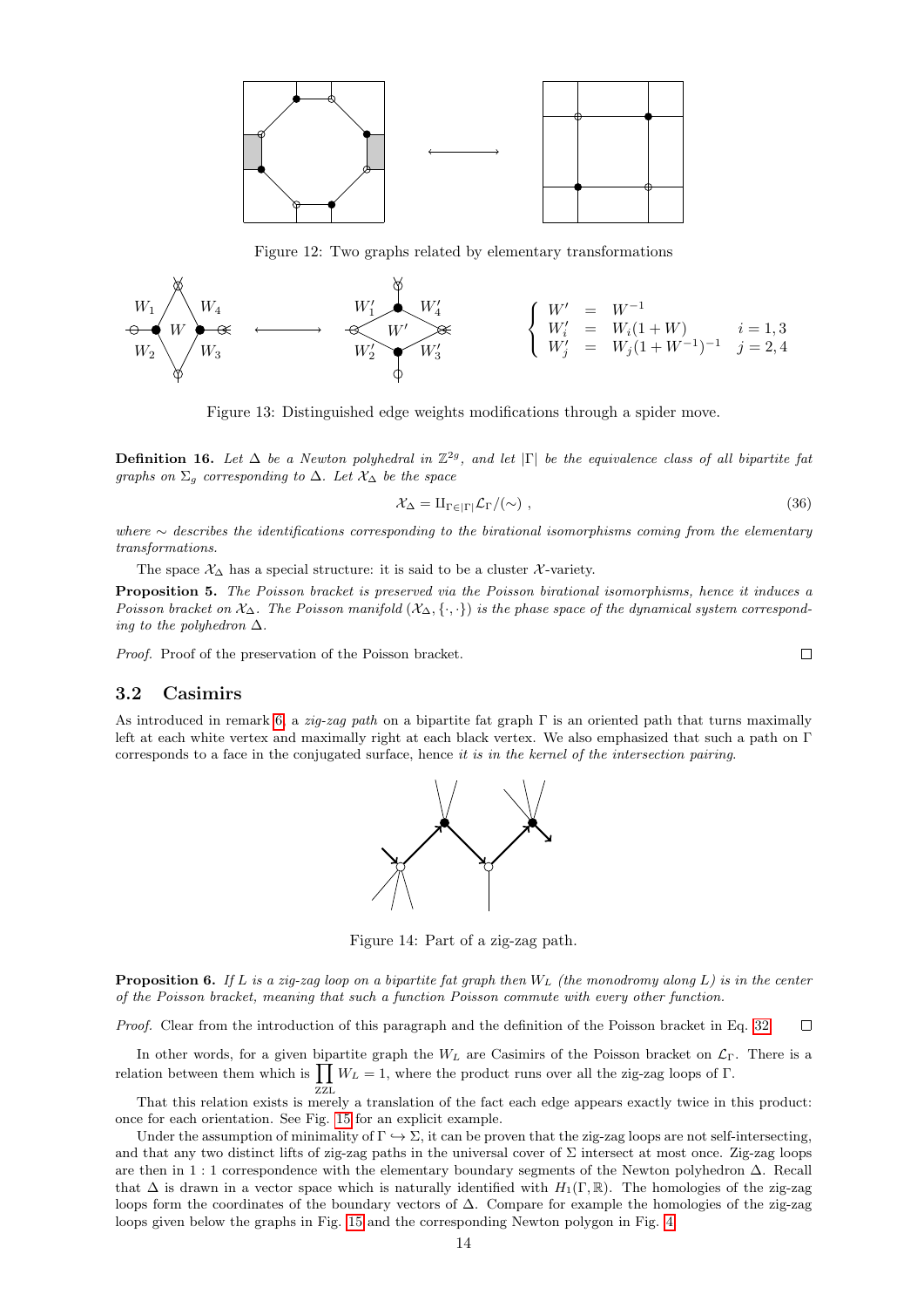Figure 12: Two graphs related by elementary transformations

$$\begin{cases} W' = W^{-1} \\ W'_i = W_i(1+W) & i=1,3 \\ W'_j = W_j(1+W^{-1})^{-1} & j=2,4 \end{cases}$$

Figure 13: Distinguished edge weights modifications through a spider move.

**Definition 16.** *Let $\Delta$ be a Newton polyhedral in $\mathbb{Z}^{2g}$, and let $|\Gamma|$ be the equivalence class of all bipartite fat graphs on $\Sigma_g$ corresponding to $\Delta$. Let $\mathcal{X}_\Delta$ be the space*

$$\mathcal{X}_\Delta = \amalg_{\Gamma \in |\Gamma|} \mathcal{L}_\Gamma / (\sim) \ , \tag{36}$$

*where $\sim$ describes the identifications corresponding to the birational isomorphisms coming from the elementary transformations.*

The space $\mathcal{X}_\Delta$ has a special structure: it is said to be a cluster $\mathcal{X}$-variety.

**Proposition 5.** *The Poisson bracket is preserved via the Poisson birational isomorphisms, hence it induces a Poisson bracket on $\mathcal{X}_\Delta$. The Poisson manifold $(\mathcal{X}_\Delta, \{\cdot,\cdot\})$ is the phase space of the dynamical system corresponding to the polyhedron $\Delta$.*

*Proof.* Proof of the preservation of the Poisson bracket. ◻

## 3.2 Casimirs

As introduced in remark 6, a *zig-zag path* on a bipartite fat graph $\Gamma$ is an oriented path that turns maximally left at each white vertex and maximally right at each black vertex. We also emphasized that such a path on $\Gamma$ corresponds to a face in the conjugated surface, hence *it is in the kernel of the intersection pairing*.

Figure 14: Part of a zig-zag path.

**Proposition 6.** *If $L$ is a zig-zag loop on a bipartite fat graph then $W_L$ (the monodromy along $L$) is in the center of the Poisson bracket, meaning that such a function Poisson commute with every other function.*

*Proof.* Clear from the introduction of this paragraph and the definition of the Poisson bracket in Eq. 32 ◻

In other words, for a given bipartite graph the $W_L$ are Casimirs of the Poisson bracket on $\mathcal{L}_\Gamma$. There is a relation between them which is $\prod_{\text{ZZL}} W_L = 1$, where the product runs over all the zig-zag loops of $\Gamma$.

That this relation exists is merely a translation of the fact each edge appears exactly twice in this product: once for each orientation. See Fig. 15 for an explicit example.

Under the assumption of minimality of $\Gamma \hookrightarrow \Sigma$, it can be proven that the zig-zag loops are not self-intersecting, and that any two distinct lifts of zig-zag paths in the universal cover of $\Sigma$ intersect at most once. Zig-zag loops are then in 1 : 1 correspondence with the elementary boundary segments of the Newton polyhedron $\Delta$. Recall that $\Delta$ is drawn in a vector space which is naturally identified with $H_1(\Gamma, \mathbb{R})$. The homologies of the zig-zag loops form the coordinates of the boundary vectors of $\Delta$. Compare for example the homologies of the zig-zag loops given below the graphs in Fig. 15 and the corresponding Newton polygon in Fig. 4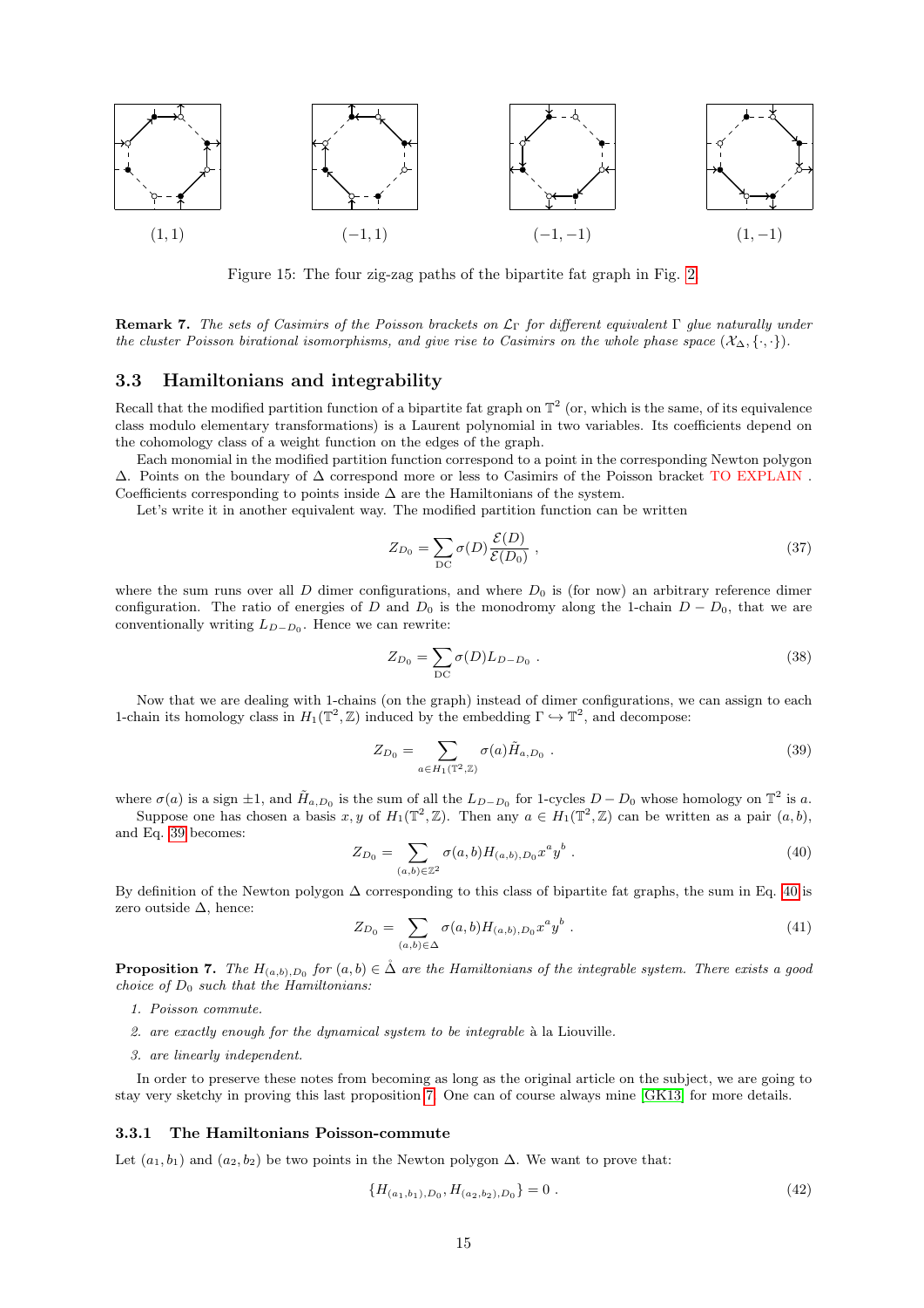(1, 1) (−1, 1) (−1, −1) (1, −1)

Figure 15: The four zig-zag paths of the bipartite fat graph in Fig. 2.

**Remark 7.** *The sets of Casimirs of the Poisson brackets on $\mathcal{L}_\Gamma$ for different equivalent $\Gamma$ glue naturally under the cluster Poisson birational isomorphisms, and give rise to Casimirs on the whole phase space $(\mathcal{X}_\Delta, \{\cdot,\cdot\})$.*

## 3.3 Hamiltonians and integrability

Recall that the modified partition function of a bipartite fat graph on $\mathbb{T}^2$ (or, which is the same, of its equivalence class modulo elementary transformations) is a Laurent polynomial in two variables. Its coefficients depend on the cohomology class of a weight function on the edges of the graph.

Each monomial in the modified partition function correspond to a point in the corresponding Newton polygon $\Delta$. Points on the boundary of $\Delta$ correspond more or less to Casimirs of the Poisson bracket TO EXPLAIN . Coefficients corresponding to points inside $\Delta$ are the Hamiltonians of the system.

Let's write it in another equivalent way. The modified partition function can be written

$$Z_{D_0} = \sum_{\text{DC}} \sigma(D) \frac{\mathcal{E}(D)}{\mathcal{E}(D_0)} \ , \tag{37}$$

where the sum runs over all $D$ dimer configurations, and where $D_0$ is (for now) an arbitrary reference dimer configuration. The ratio of energies of $D$ and $D_0$ is the monodromy along the 1-chain $D - D_0$, that we are conventionally writing $L_{D-D_0}$. Hence we can rewrite:

$$Z_{D_0} = \sum_{\text{DC}} \sigma(D) L_{D-D_0} \ . \tag{38}$$

Now that we are dealing with 1-chains (on the graph) instead of dimer configurations, we can assign to each 1-chain its homology class in $H_1(\mathbb{T}^2, \mathbb{Z})$ induced by the embedding $\Gamma \hookrightarrow \mathbb{T}^2$, and decompose:

$$Z_{D_0} = \sum_{a \in H_1(\mathbb{T}^2, \mathbb{Z})} \sigma(a) \tilde{H}_{a,D_0} \ . \tag{39}$$

where $\sigma(a)$ is a sign $\pm 1$, and $\tilde{H}_{a,D_0}$ is the sum of all the $L_{D-D_0}$ for 1-cycles $D - D_0$ whose homology on $\mathbb{T}^2$ is $a$.

Suppose one has chosen a basis $x, y$ of $H_1(\mathbb{T}^2, \mathbb{Z})$. Then any $a \in H_1(\mathbb{T}^2, \mathbb{Z})$ can be written as a pair $(a, b)$, and Eq. 39 becomes:

$$Z_{D_0} = \sum_{(a,b) \in \mathbb{Z}^2} \sigma(a,b) H_{(a,b),D_0} x^a y^b \ . \tag{40}$$

By definition of the Newton polygon $\Delta$ corresponding to this class of bipartite fat graphs, the sum in Eq. 40 is zero outside $\Delta$, hence:

$$Z_{D_0} = \sum_{(a,b) \in \Delta} \sigma(a,b) H_{(a,b),D_0} x^a y^b \ . \tag{41}$$

**Proposition 7.** *The $H_{(a,b),D_0}$ for $(a,b) \in \mathring{\Delta}$ are the Hamiltonians of the integrable system. There exists a good choice of $D_0$ such that the Hamiltonians:*

1. *Poisson commute.*
2. *are exactly enough for the dynamical system to be integrable* à la Liouville.
3. *are linearly independent.*

In order to preserve these notes from becoming as long as the original article on the subject, we are going to stay very sketchy in proving this last proposition 7. One can of course always mine [GK13] for more details.

### 3.3.1 The Hamiltonians Poisson-commute

Let $(a_1, b_1)$ and $(a_2, b_2)$ be two points in the Newton polygon $\Delta$. We want to prove that:

$$\{H_{(a_1,b_1),D_0}, H_{(a_2,b_2),D_0}\} = 0 \ . \tag{42}$$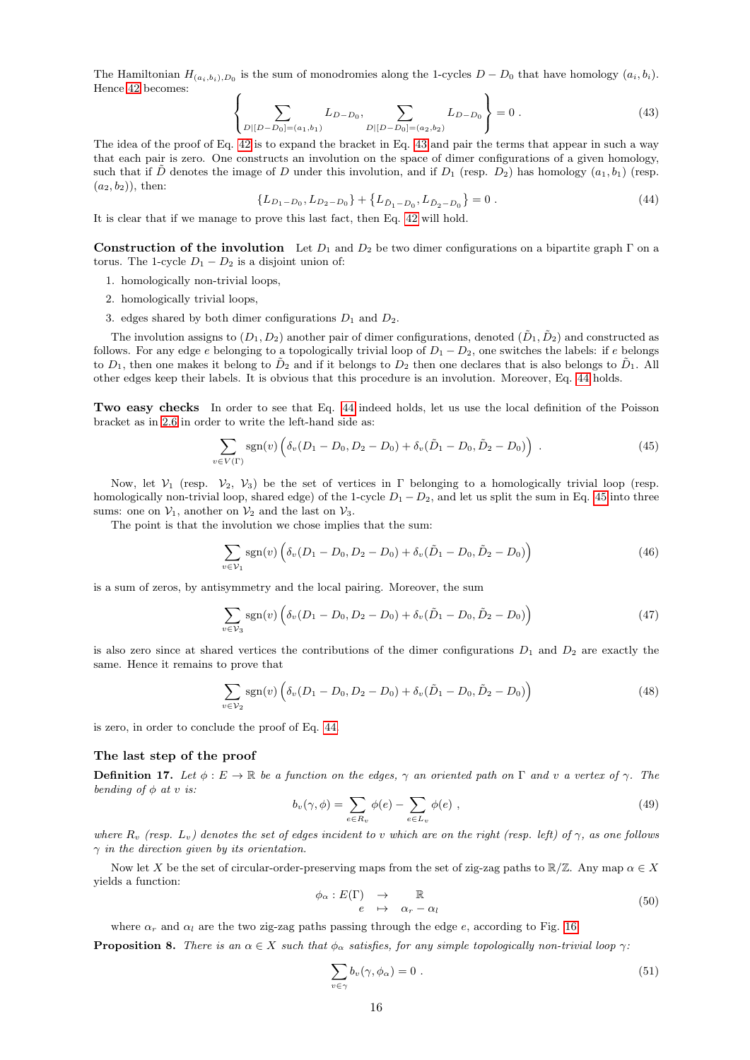The Hamiltonian $H_{(a_i,b_i),D_0}$ is the sum of monodromies along the 1-cycles $D - D_0$ that have homology $(a_i, b_i)$. Hence 42 becomes:

$$\left\{ \sum_{D|[D-D_0]=(a_1,b_1)} L_{D-D_0}, \sum_{D|[D-D_0]=(a_2,b_2)} L_{D-D_0} \right\} = 0 \; . \tag{43}$$

The idea of the proof of Eq. 42 is to expand the bracket in Eq. 43 and pair the terms that appear in such a way that each pair is zero. One constructs an involution on the space of dimer configurations of a given homology, such that if $\tilde{D}$ denotes the image of $D$ under this involution, and if $D_1$ (resp. $D_2$) has homology $(a_1, b_1)$ (resp. $(a_2, b_2)$), then:

$$\{L_{D_1-D_0}, L_{D_2-D_0}\} + \{L_{\tilde{D}_1-D_0}, L_{\tilde{D}_2-D_0}\} = 0 \; . \tag{44}$$

It is clear that if we manage to prove this last fact, then Eq. 42 will hold.

**Construction of the involution** Let $D_1$ and $D_2$ be two dimer configurations on a bipartite graph $\Gamma$ on a torus. The 1-cycle $D_1 - D_2$ is a disjoint union of:

1. homologically non-trivial loops,
2. homologically trivial loops,
3. edges shared by both dimer configurations $D_1$ and $D_2$.

The involution assigns to $(D_1, D_2)$ another pair of dimer configurations, denoted $(\tilde{D}_1, \tilde{D}_2)$ and constructed as follows. For any edge $e$ belonging to a topologically trivial loop of $D_1 - D_2$, one switches the labels: if $e$ belongs to $D_1$, then one makes it belong to $\tilde{D}_2$ and if it belongs to $D_2$ then one declares that is also belongs to $\tilde{D}_1$. All other edges keep their labels. It is obvious that this procedure is an involution. Moreover, Eq. 44 holds.

**Two easy checks** In order to see that Eq. 44 indeed holds, let us use the local definition of the Poisson bracket as in 2.6 in order to write the left-hand side as:

$$\sum_{v\in V(\Gamma)} \text{sgn}(v) \left( \delta_v(D_1 - D_0, D_2 - D_0) + \delta_v(\tilde{D}_1 - D_0, \tilde{D}_2 - D_0) \right) \; . \tag{45}$$

Now, let $\mathcal{V}_1$ (resp. $\mathcal{V}_2$, $\mathcal{V}_3$) be the set of vertices in $\Gamma$ belonging to a homologically trivial loop (resp. homologically non-trivial loop, shared edge) of the 1-cycle $D_1 - D_2$, and let us split the sum in Eq. 45 into three sums: one on $\mathcal{V}_1$, another on $\mathcal{V}_2$ and the last on $\mathcal{V}_3$.

The point is that the involution we chose implies that the sum:

$$\sum_{v\in \mathcal{V}_1} \text{sgn}(v) \left( \delta_v(D_1 - D_0, D_2 - D_0) + \delta_v(\tilde{D}_1 - D_0, \tilde{D}_2 - D_0) \right) \tag{46}$$

is a sum of zeros, by antisymmetry and the local pairing. Moreover, the sum

$$\sum_{v\in \mathcal{V}_3} \text{sgn}(v) \left( \delta_v(D_1 - D_0, D_2 - D_0) + \delta_v(\tilde{D}_1 - D_0, \tilde{D}_2 - D_0) \right) \tag{47}$$

is also zero since at shared vertices the contributions of the dimer configurations $D_1$ and $D_2$ are exactly the same. Hence it remains to prove that

$$\sum_{v\in \mathcal{V}_2} \text{sgn}(v) \left( \delta_v(D_1 - D_0, D_2 - D_0) + \delta_v(\tilde{D}_1 - D_0, \tilde{D}_2 - D_0) \right) \tag{48}$$

is zero, in order to conclude the proof of Eq. 44.

### The last step of the proof

**Definition 17.** *Let $\phi : E \to \mathbb{R}$ be a function on the edges, $\gamma$ an oriented path on $\Gamma$ and $v$ a vertex of $\gamma$. The bending of $\phi$ at $v$ is:*

$$b_v(\gamma, \phi) = \sum_{e\in R_v} \phi(e) - \sum_{e\in L_v} \phi(e) \; , \tag{49}$$

*where $R_v$ (resp. $L_v$) denotes the set of edges incident to $v$ which are on the right (resp. left) of $\gamma$, as one follows $\gamma$ in the direction given by its orientation.*

Now let $X$ be the set of circular-order-preserving maps from the set of zig-zag paths to $\mathbb{R}/\mathbb{Z}$. Any map $\alpha \in X$ yields a function:

$$\begin{array}{rccc} \phi_\alpha : & E(\Gamma) & \to & \mathbb{R} \\ & e & \mapsto & \alpha_r - \alpha_l \end{array} \tag{50}$$

where $\alpha_r$ and $\alpha_l$ are the two zig-zag paths passing through the edge $e$, according to Fig. 16.

**Proposition 8.** *There is an $\alpha \in X$ such that $\phi_\alpha$ satisfies, for any simple topologically non-trivial loop $\gamma$:*

$$\sum_{v\in\gamma} b_v(\gamma, \phi_\alpha) = 0 \; . \tag{51}$$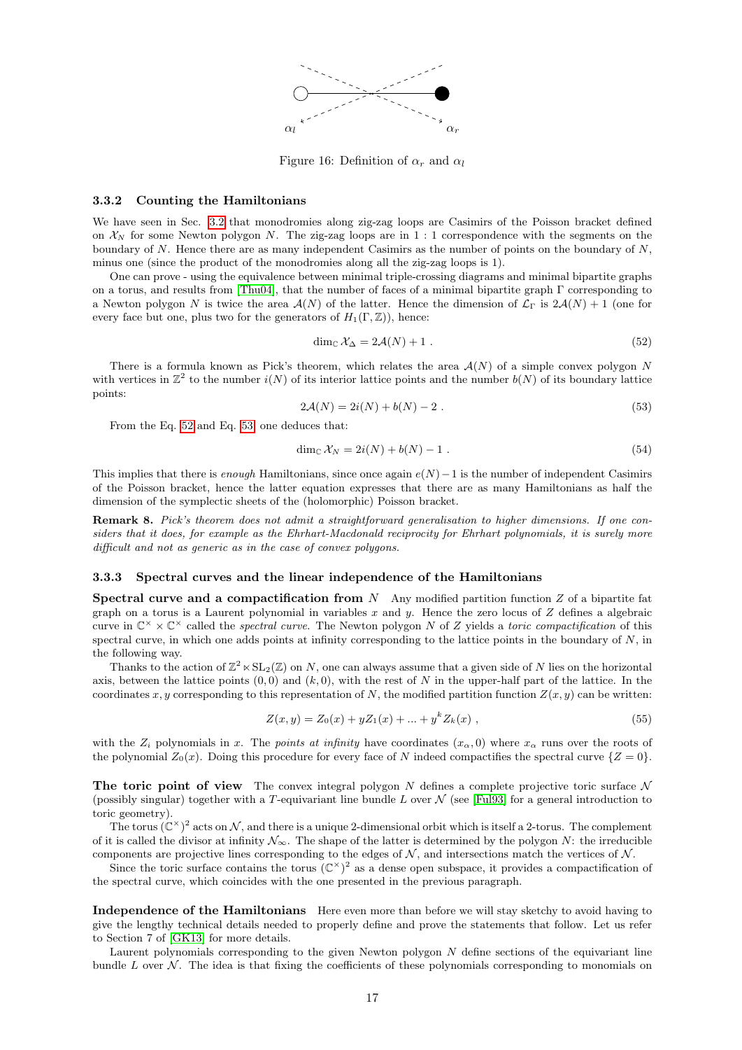Figure 16: Definition of $\alpha_r$ and $\alpha_l$

### 3.3.2 Counting the Hamiltonians

We have seen in Sec. 3.2 that monodromies along zig-zag loops are Casimirs of the Poisson bracket defined on $\mathcal{X}_N$ for some Newton polygon $N$. The zig-zag loops are in $1:1$ correspondence with the segments on the boundary of $N$. Hence there are as many independent Casimirs as the number of points on the boundary of $N$, minus one (since the product of the monodromies along all the zig-zag loops is 1).

One can prove - using the equivalence between minimal triple-crossing diagrams and minimal bipartite graphs on a torus, and results from [Thu04], that the number of faces of a minimal bipartite graph $\Gamma$ corresponding to a Newton polygon $N$ is twice the area $\mathcal{A}(N)$ of the latter. Hence the dimension of $\mathcal{L}_\Gamma$ is $2\mathcal{A}(N)+1$ (one for every face but one, plus two for the generators of $H_1(\Gamma,\mathbb{Z})$), hence:

$$\dim_{\mathbb{C}} \mathcal{X}_\Delta = 2\mathcal{A}(N) + 1 \ . \tag{52}$$

There is a formula known as Pick's theorem, which relates the area $\mathcal{A}(N)$ of a simple convex polygon $N$ with vertices in $\mathbb{Z}^2$ to the number $i(N)$ of its interior lattice points and the number $b(N)$ of its boundary lattice points:

$$2\mathcal{A}(N) = 2i(N) + b(N) - 2 \ . \tag{53}$$

From the Eq. 52 and Eq. 53 one deduces that:

$$\dim_{\mathbb{C}} \mathcal{X}_N = 2i(N) + b(N) - 1 \ . \tag{54}$$

This implies that there is *enough* Hamiltonians, since once again $e(N)-1$ is the number of independent Casimirs of the Poisson bracket, hence the latter equation expresses that there are as many Hamiltonians as half the dimension of the symplectic sheets of the (holomorphic) Poisson bracket.

**Remark 8.** *Pick's theorem does not admit a straightforward generalisation to higher dimensions. If one considers that it does, for example as the Ehrhart-Macdonald reciprocity for Ehrhart polynomials, it is surely more difficult and not as generic as in the case of convex polygons.*

### 3.3.3 Spectral curves and the linear independence of the Hamiltonians

**Spectral curve and a compactification from $N$** Any modified partition function $Z$ of a bipartite fat graph on a torus is a Laurent polynomial in variables $x$ and $y$. Hence the zero locus of $Z$ defines a algebraic curve in $\mathbb{C}^\times \times \mathbb{C}^\times$ called the *spectral curve*. The Newton polygon $N$ of $Z$ yields a *toric compactification* of this spectral curve, in which one adds points at infinity corresponding to the lattice points in the boundary of $N$, in the following way.

Thanks to the action of $\mathbb{Z}^2 \ltimes \mathrm{SL}_2(\mathbb{Z})$ on $N$, one can always assume that a given side of $N$ lies on the horizontal axis, between the lattice points $(0,0)$ and $(k,0)$, with the rest of $N$ in the upper-half part of the lattice. In the coordinates $x,y$ corresponding to this representation of $N$, the modified partition function $Z(x,y)$ can be written:

$$Z(x,y) = Z_0(x) + yZ_1(x) + \ldots + y^k Z_k(x) \ , \tag{55}$$

with the $Z_i$ polynomials in $x$. The *points at infinity* have coordinates $(x_\alpha, 0)$ where $x_\alpha$ runs over the roots of the polynomial $Z_0(x)$. Doing this procedure for every face of $N$ indeed compactifies the spectral curve $\{Z=0\}$.

**The toric point of view** The convex integral polygon $N$ defines a complete projective toric surface $\mathcal{N}$ (possibly singular) together with a $T$-equivariant line bundle $L$ over $\mathcal{N}$ (see [Ful93] for a general introduction to toric geometry).

The torus $(\mathbb{C}^\times)^2$ acts on $\mathcal{N}$, and there is a unique 2-dimensional orbit which is itself a 2-torus. The complement of it is called the divisor at infinity $\mathcal{N}_\infty$. The shape of the latter is determined by the polygon $N$: the irreducible components are projective lines corresponding to the edges of $\mathcal{N}$, and intersections match the vertices of $\mathcal{N}$.

Since the toric surface contains the torus $(\mathbb{C}^\times)^2$ as a dense open subspace, it provides a compactification of the spectral curve, which coincides with the one presented in the previous paragraph.

**Independence of the Hamiltonians** Here even more than before we will stay sketchy to avoid having to give the lengthy technical details needed to properly define and prove the statements that follow. Let us refer to Section 7 of [GK13] for more details.

Laurent polynomials corresponding to the given Newton polygon $N$ define sections of the equivariant line bundle $L$ over $\mathcal{N}$. The idea is that fixing the coefficients of these polynomials corresponding to monomials on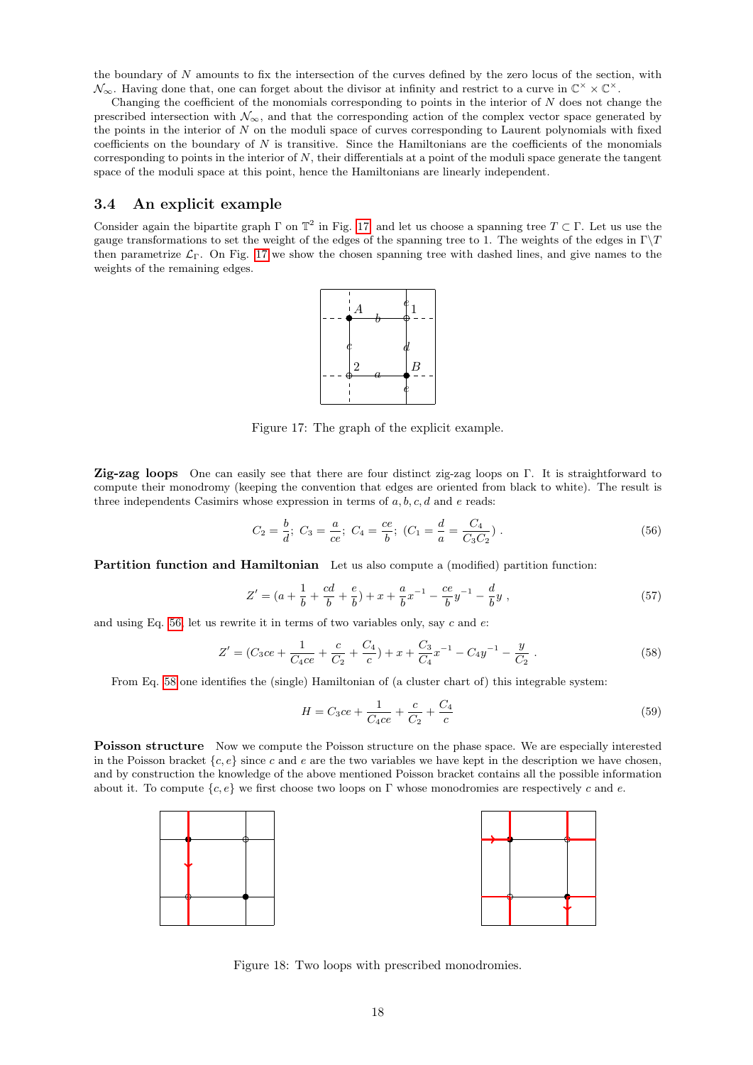the boundary of $N$ amounts to fix the intersection of the curves defined by the zero locus of the section, with $\mathcal{N}_\infty$. Having done that, one can forget about the divisor at infinity and restrict to a curve in $\mathbb{C}^\times \times \mathbb{C}^\times$.

Changing the coefficient of the monomials corresponding to points in the interior of $N$ does not change the prescribed intersection with $\mathcal{N}_\infty$, and that the corresponding action of the complex vector space generated by the points in the interior of $N$ on the moduli space of curves corresponding to Laurent polynomials with fixed coefficients on the boundary of $N$ is transitive. Since the Hamiltonians are the coefficients of the monomials corresponding to points in the interior of $N$, their differentials at a point of the moduli space generate the tangent space of the moduli space at this point, hence the Hamiltonians are linearly independent.

## 3.4 An explicit example

Consider again the bipartite graph $\Gamma$ on $\mathbb{T}^2$ in Fig. 17 and let us choose a spanning tree $T \subset \Gamma$. Let us use the gauge transformations to set the weight of the edges of the spanning tree to 1. The weights of the edges in $\Gamma \backslash T$ then parametrize $\mathcal{L}_\Gamma$. On Fig. 17 we show the chosen spanning tree with dashed lines, and give names to the weights of the remaining edges.

Figure 17: The graph of the explicit example.

**Zig-zag loops** One can easily see that there are four distinct zig-zag loops on $\Gamma$. It is straightforward to compute their monodromy (keeping the convention that edges are oriented from black to white). The result is three independents Casimirs whose expression in terms of $a, b, c, d$ and $e$ reads:

$$C_2 = \frac{b}{d};\ C_3 = \frac{a}{ce};\ C_4 = \frac{ce}{b};\ (C_1 = \frac{d}{a} = \frac{C_4}{C_3 C_2})\ . \tag{56}$$

**Partition function and Hamiltonian** Let us also compute a (modified) partition function:

$$Z' = (a + \frac{1}{b} + \frac{cd}{b} + \frac{e}{b}) + x + \frac{a}{b}x^{-1} - \frac{ce}{b}y^{-1} - \frac{d}{b}y\ , \tag{57}$$

and using Eq. 56 let us rewrite it in terms of two variables only, say $c$ and $e$:

$$Z' = (C_3 ce + \frac{1}{C_4 ce} + \frac{c}{C_2} + \frac{C_4}{c}) + x + \frac{C_3}{C_4}x^{-1} - C_4 y^{-1} - \frac{y}{C_2}\ . \tag{58}$$

From Eq. 58 one identifies the (single) Hamiltonian of (a cluster chart of) this integrable system:

$$H = C_3 ce + \frac{1}{C_4 ce} + \frac{c}{C_2} + \frac{C_4}{c} \tag{59}$$

**Poisson structure** Now we compute the Poisson structure on the phase space. We are especially interested in the Poisson bracket $\{c, e\}$ since $c$ and $e$ are the two variables we have kept in the description we have chosen, and by construction the knowledge of the above mentioned Poisson bracket contains all the possible information about it. To compute $\{c, e\}$ we first choose two loops on $\Gamma$ whose monodromies are respectively $c$ and $e$.

Figure 18: Two loops with prescribed monodromies.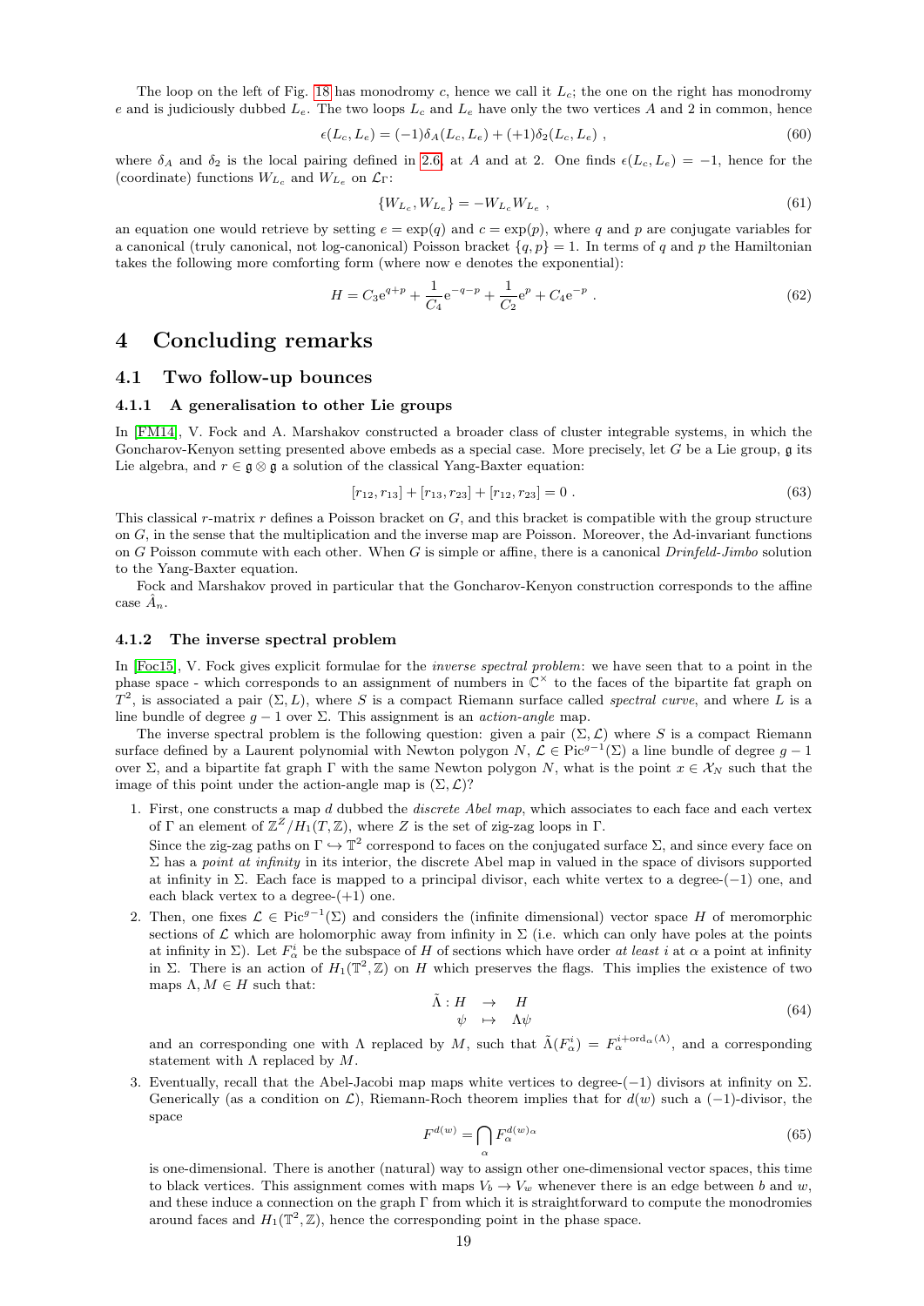The loop on the left of Fig. 18 has monodromy $c$, hence we call it $L_c$; the one on the right has monodromy $e$ and is judiciously dubbed $L_e$. The two loops $L_c$ and $L_e$ have only the two vertices $A$ and 2 in common, hence

$$\epsilon(L_c, L_e) = (-1)\delta_A(L_c, L_e) + (+1)\delta_2(L_c, L_e) \ , \tag{60}$$

where $\delta_A$ and $\delta_2$ is the local pairing defined in 2.6, at $A$ and at 2. One finds $\epsilon(L_c, L_e) = -1$, hence for the (coordinate) functions $W_{L_c}$ and $W_{L_e}$ on $\mathcal{L}_\Gamma$:

$$\{W_{L_c}, W_{L_e}\} = -W_{L_c} W_{L_e} \ , \tag{61}$$

an equation one would retrieve by setting $e = \exp(q)$ and $c = \exp(p)$, where $q$ and $p$ are conjugate variables for a canonical (truly canonical, not log-canonical) Poisson bracket $\{q, p\} = 1$. In terms of $q$ and $p$ the Hamiltonian takes the following more comforting form (where now e denotes the exponential):

$$H = C_3 \mathrm{e}^{q+p} + \frac{1}{C_4}\mathrm{e}^{-q-p} + \frac{1}{C_2}\mathrm{e}^{p} + C_4 \mathrm{e}^{-p} \ . \tag{62}$$

# 4 Concluding remarks

## 4.1 Two follow-up bounces

### 4.1.1 A generalisation to other Lie groups

In [FM14], V. Fock and A. Marshakov constructed a broader class of cluster integrable systems, in which the Goncharov-Kenyon setting presented above embeds as a special case. More precisely, let $G$ be a Lie group, $\mathfrak{g}$ its Lie algebra, and $r \in \mathfrak{g} \otimes \mathfrak{g}$ a solution of the classical Yang-Baxter equation:

$$[r_{12}, r_{13}] + [r_{13}, r_{23}] + [r_{12}, r_{23}] = 0 \ . \tag{63}$$

This classical $r$-matrix $r$ defines a Poisson bracket on $G$, and this bracket is compatible with the group structure on $G$, in the sense that the multiplication and the inverse map are Poisson. Moreover, the Ad-invariant functions on $G$ Poisson commute with each other. When $G$ is simple or affine, there is a canonical *Drinfeld-Jimbo* solution to the Yang-Baxter equation.

Fock and Marshakov proved in particular that the Goncharov-Kenyon construction corresponds to the affine case $\hat{A}_n$.

### 4.1.2 The inverse spectral problem

In [Foc15], V. Fock gives explicit formulae for the *inverse spectral problem*: we have seen that to a point in the phase space - which corresponds to an assignment of numbers in $\mathbb{C}^\times$ to the faces of the bipartite fat graph on $T^2$, is associated a pair $(\Sigma, L)$, where $S$ is a compact Riemann surface called *spectral curve*, and where $L$ is a line bundle of degree $g-1$ over $\Sigma$. This assignment is an *action-angle* map.

The inverse spectral problem is the following question: given a pair $(\Sigma, \mathcal{L})$ where $S$ is a compact Riemann surface defined by a Laurent polynomial with Newton polygon $N$, $\mathcal{L} \in \mathrm{Pic}^{g-1}(\Sigma)$ a line bundle of degree $g-1$ over $\Sigma$, and a bipartite fat graph $\Gamma$ with the same Newton polygon $N$, what is the point $x \in \mathcal{X}_N$ such that the image of this point under the action-angle map is $(\Sigma, \mathcal{L})$?

1. First, one constructs a map $d$ dubbed the *discrete Abel map*, which associates to each face and each vertex of $\Gamma$ an element of $\mathbb{Z}^Z/H_1(T, \mathbb{Z})$, where $Z$ is the set of zig-zag loops in $\Gamma$.
   Since the zig-zag paths on $\Gamma \hookrightarrow \mathbb{T}^2$ correspond to faces on the conjugated surface $\Sigma$, and since every face on $\Sigma$ has a *point at infinity* in its interior, the discrete Abel map in valued in the space of divisors supported at infinity in $\Sigma$. Each face is mapped to a principal divisor, each white vertex to a degree-$(-1)$ one, and each black vertex to a degree-$(+1)$ one.
2. Then, one fixes $\mathcal{L} \in \mathrm{Pic}^{g-1}(\Sigma)$ and considers the (infinite dimensional) vector space $H$ of meromorphic sections of $\mathcal{L}$ which are holomorphic away from infinity in $\Sigma$ (i.e. which can only have poles at the points at infinity in $\Sigma$). Let $F^i_\alpha$ be the subspace of $H$ of sections which have order *at least* $i$ at $\alpha$ a point at infinity in $\Sigma$. There is an action of $H_1(\mathbb{T}^2, \mathbb{Z})$ on $H$ which preserves the flags. This implies the existence of two maps $\Lambda, M \in H$ such that:
$$\begin{array}{rccc} \tilde{\Lambda}: & H & \to & H \\ & \psi & \mapsto & \Lambda\psi \end{array} \tag{64}$$
   and an corresponding one with $\Lambda$ replaced by $M$, such that $\tilde{\Lambda}(F^i_\alpha) = F^{i+\mathrm{ord}_\alpha(\Lambda)}_\alpha$, and a corresponding statement with $\Lambda$ replaced by $M$.
3. Eventually, recall that the Abel-Jacobi map maps white vertices to degree-$(-1)$ divisors at infinity on $\Sigma$. Generically (as a condition on $\mathcal{L}$), Riemann-Roch theorem implies that for $d(w)$ such a $(-1)$-divisor, the space
$$F^{d(w)} = \bigcap_\alpha F^{d(w)_\alpha}_\alpha \tag{65}$$
   is one-dimensional. There is another (natural) way to assign other one-dimensional vector spaces, this time to black vertices. This assignment comes with maps $V_b \to V_w$ whenever there is an edge between $b$ and $w$, and these induce a connection on the graph $\Gamma$ from which it is straightforward to compute the monodromies around faces and $H_1(\mathbb{T}^2, \mathbb{Z})$, hence the corresponding point in the phase space.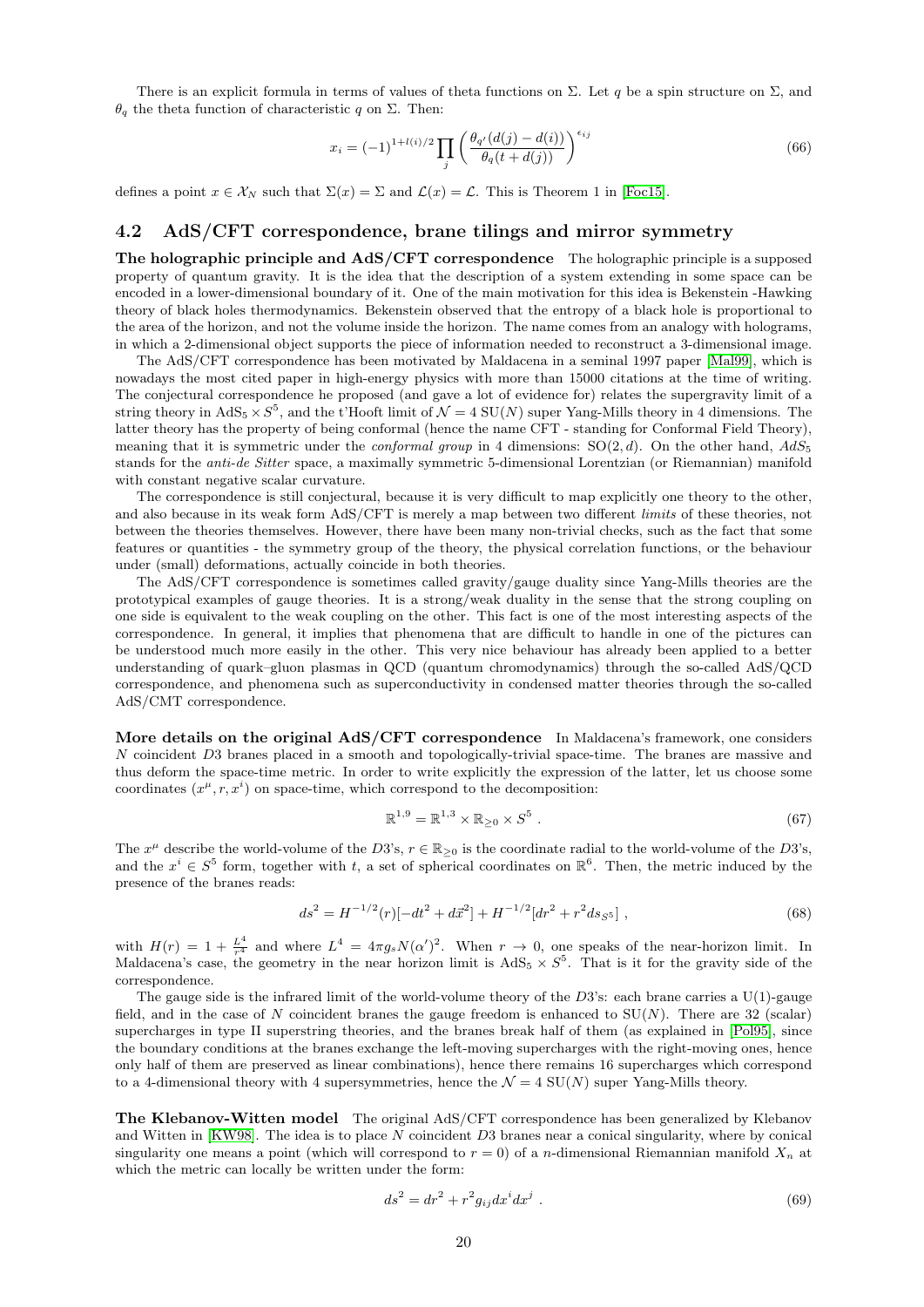There is an explicit formula in terms of values of theta functions on $\Sigma$. Let $q$ be a spin structure on $\Sigma$, and $\theta_q$ the theta function of characteristic $q$ on $\Sigma$. Then:

$$x_i = (-1)^{1+l(i)/2} \prod_j \left( \frac{\theta_{q'}(d(j) - d(i))}{\theta_q(t + d(j))} \right)^{\epsilon_{ij}} \tag{66}$$

defines a point $x \in \mathcal{X}_N$ such that $\Sigma(x) = \Sigma$ and $\mathcal{L}(x) = \mathcal{L}$. This is Theorem 1 in [Foc15].

## 4.2 AdS/CFT correspondence, brane tilings and mirror symmetry

**The holographic principle and AdS/CFT correspondence** The holographic principle is a supposed property of quantum gravity. It is the idea that the description of a system extending in some space can be encoded in a lower-dimensional boundary of it. One of the main motivation for this idea is Bekenstein -Hawking theory of black holes thermodynamics. Bekenstein observed that the entropy of a black hole is proportional to the area of the horizon, and not the volume inside the horizon. The name comes from an analogy with holograms, in which a 2-dimensional object supports the piece of information needed to reconstruct a 3-dimensional image.

The AdS/CFT correspondence has been motivated by Maldacena in a seminal 1997 paper [Mal99], which is nowadays the most cited paper in high-energy physics with more than 15000 citations at the time of writing. The conjectural correspondence he proposed (and gave a lot of evidence for) relates the supergravity limit of a string theory in $\mathrm{AdS}_5 \times S^5$, and the t'Hooft limit of $\mathcal{N} = 4$ $\mathrm{SU}(N)$ super Yang-Mills theory in 4 dimensions. The latter theory has the property of being conformal (hence the name CFT - standing for Conformal Field Theory), meaning that it is symmetric under the *conformal group* in 4 dimensions: $\mathrm{SO}(2, d)$. On the other hand, $AdS_5$ stands for the *anti-de Sitter* space, a maximally symmetric 5-dimensional Lorentzian (or Riemannian) manifold with constant negative scalar curvature.

The correspondence is still conjectural, because it is very difficult to map explicitly one theory to the other, and also because in its weak form AdS/CFT is merely a map between two different *limits* of these theories, not between the theories themselves. However, there have been many non-trivial checks, such as the fact that some features or quantities - the symmetry group of the theory, the physical correlation functions, or the behaviour under (small) deformations, actually coincide in both theories.

The AdS/CFT correspondence is sometimes called gravity/gauge duality since Yang-Mills theories are the prototypical examples of gauge theories. It is a strong/weak duality in the sense that the strong coupling on one side is equivalent to the weak coupling on the other. This fact is one of the most interesting aspects of the correspondence. In general, it implies that phenomena that are difficult to handle in one of the pictures can be understood much more easily in the other. This very nice behaviour has already been applied to a better understanding of quark–gluon plasmas in QCD (quantum chromodynamics) through the so-called AdS/QCD correspondence, and phenomena such as superconductivity in condensed matter theories through the so-called AdS/CMT correspondence.

**More details on the original AdS/CFT correspondence** In Maldacena's framework, one considers $N$ coincident $D3$ branes placed in a smooth and topologically-trivial space-time. The branes are massive and thus deform the space-time metric. In order to write explicitly the expression of the latter, let us choose some coordinates $(x^\mu, r, x^i)$ on space-time, which correspond to the decomposition:

$$\mathbb{R}^{1,9} = \mathbb{R}^{1,3} \times \mathbb{R}_{\geq 0} \times S^5 \ . \tag{67}$$

The $x^\mu$ describe the world-volume of the $D3$'s, $r \in \mathbb{R}_{\geq 0}$ is the coordinate radial to the world-volume of the $D3$'s, and the $x^i \in S^5$ form, together with $t$, a set of spherical coordinates on $\mathbb{R}^6$. Then, the metric induced by the presence of the branes reads:

$$ds^2 = H^{-1/2}(r)[-dt^2 + d\vec{x}^2] + H^{-1/2}[dr^2 + r^2 ds_{S^5}] \ , \tag{68}$$

with $H(r) = 1 + \frac{L^4}{r^4}$ and where $L^4 = 4\pi g_s N(\alpha')^2$. When $r \to 0$, one speaks of the near-horizon limit. In Maldacena's case, the geometry in the near horizon limit is $\mathrm{AdS}_5 \times S^5$. That is it for the gravity side of the correspondence.

The gauge side is the infrared limit of the world-volume theory of the $D3$'s: each brane carries a $\mathrm{U}(1)$-gauge field, and in the case of $N$ coincident branes the gauge freedom is enhanced to $\mathrm{SU}(N)$. There are 32 (scalar) supercharges in type II superstring theories, and the branes break half of them (as explained in [Pol95], since the boundary conditions at the branes exchange the left-moving supercharges with the right-moving ones, hence only half of them are preserved as linear combinations), hence there remains 16 supercharges which correspond to a 4-dimensional theory with 4 supersymmetries, hence the $\mathcal{N} = 4$ $\mathrm{SU}(N)$ super Yang-Mills theory.

**The Klebanov-Witten model** The original AdS/CFT correspondence has been generalized by Klebanov and Witten in [KW98]. The idea is to place $N$ coincident $D3$ branes near a conical singularity, where by conical singularity one means a point (which will correspond to $r = 0$) of a $n$-dimensional Riemannian manifold $X_n$ at which the metric can locally be written under the form:

$$ds^2 = dr^2 + r^2 g_{ij} dx^i dx^j \ . \tag{69}$$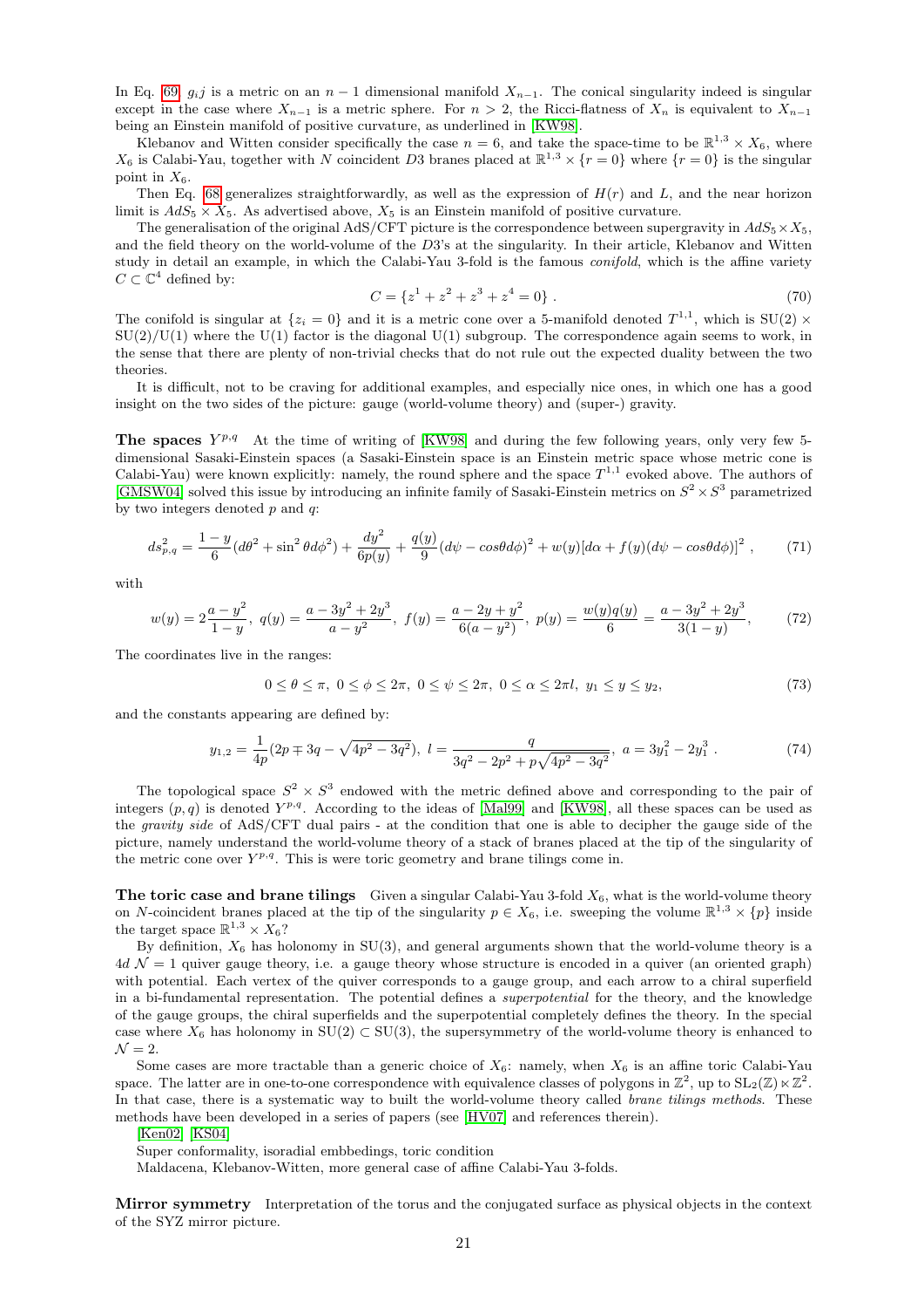In Eq. [69] $g_i j$ is a metric on an $n-1$ dimensional manifold $X_{n-1}$. The conical singularity indeed is singular except in the case where $X_{n-1}$ is a metric sphere. For $n > 2$, the Ricci-flatness of $X_n$ is equivalent to $X_{n-1}$ being an Einstein manifold of positive curvature, as underlined in [KW98].

Klebanov and Witten consider specifically the case $n = 6$, and take the space-time to be $\mathbb{R}^{1,3} \times X_6$, where $X_6$ is Calabi-Yau, together with $N$ coincident $D3$ branes placed at $\mathbb{R}^{1,3} \times \{r = 0\}$ where $\{r = 0\}$ is the singular point in $X_6$.

Then Eq. [68] generalizes straightforwardly, as well as the expression of $H(r)$ and $L$, and the near horizon limit is $AdS_5 \times X_5$. As advertised above, $X_5$ is an Einstein manifold of positive curvature.

The generalisation of the original AdS/CFT picture is the correspondence between supergravity in $AdS_5 \times X_5$, and the field theory on the world-volume of the $D3$'s at the singularity. In their article, Klebanov and Witten study in detail an example, in which the Calabi-Yau 3-fold is the famous *conifold*, which is the affine variety $C \subset \mathbb{C}^4$ defined by:

$$C = \{z^1 + z^2 + z^3 + z^4 = 0\} \ . \tag{70}$$

The conifold is singular at $\{z_i = 0\}$ and it is a metric cone over a 5-manifold denoted $T^{1,1}$, which is $\mathrm{SU}(2) \times \mathrm{SU}(2)/\mathrm{U}(1)$ where the $\mathrm{U}(1)$ factor is the diagonal $\mathrm{U}(1)$ subgroup. The correspondence again seems to work, in the sense that there are plenty of non-trivial checks that do not rule out the expected duality between the two theories.

It is difficult, not to be craving for additional examples, and especially nice ones, in which one has a good insight on the two sides of the picture: gauge (world-volume theory) and (super-) gravity.

**The spaces $Y^{p,q}$** At the time of writing of [KW98] and during the few following years, only very few 5-dimensional Sasaki-Einstein spaces (a Sasaki-Einstein space is an Einstein metric space whose metric cone is Calabi-Yau) were known explicitly: namely, the round sphere and the space $T^{1,1}$ evoked above. The authors of [GMSW04] solved this issue by introducing an infinite family of Sasaki-Einstein metrics on $S^2 \times S^3$ parametrized by two integers denoted $p$ and $q$:

$$ds^2_{p,q} = \frac{1-y}{6}(d\theta^2 + \sin^2\theta d\phi^2) + \frac{dy^2}{6p(y)} + \frac{q(y)}{9}(d\psi - cos\theta d\phi)^2 + w(y)[d\alpha + f(y)(d\psi - cos\theta d\phi)]^2 \ , \tag{71}$$

with

$$w(y) = 2\frac{a-y^2}{1-y}, \ q(y) = \frac{a - 3y^2 + 2y^3}{a - y^2}, \ f(y) = \frac{a - 2y + y^2}{6(a - y^2)}, \ p(y) = \frac{w(y)q(y)}{6} = \frac{a - 3y^2 + 2y^3}{3(1-y)}, \tag{72}$$

The coordinates live in the ranges:

$$0 \leq \theta \leq \pi, \ 0 \leq \phi \leq 2\pi, \ 0 \leq \psi \leq 2\pi, \ 0 \leq \alpha \leq 2\pi l, \ y_1 \leq y \leq y_2, \tag{73}$$

and the constants appearing are defined by:

$$y_{1,2} = \frac{1}{4p}(2p \mp 3q - \sqrt{4p^2 - 3q^2}), \ l = \frac{q}{3q^2 - 2p^2 + p\sqrt{4p^2 - 3q^2}}, \ a = 3y_1^2 - 2y_1^3 \ . \tag{74}$$

The topological space $S^2 \times S^3$ endowed with the metric defined above and corresponding to the pair of integers $(p, q)$ is denoted $Y^{p,q}$. According to the ideas of [Mal99] and [KW98], all these spaces can be used as the *gravity side* of AdS/CFT dual pairs - at the condition that one is able to decipher the gauge side of the picture, namely understand the world-volume theory of a stack of branes placed at the tip of the singularity of the metric cone over $Y^{p,q}$. This is were toric geometry and brane tilings come in.

**The toric case and brane tilings** Given a singular Calabi-Yau 3-fold $X_6$, what is the world-volume theory on $N$-coincident branes placed at the tip of the singularity $p \in X_6$, i.e. sweeping the volume $\mathbb{R}^{1,3} \times \{p\}$ inside the target space $\mathbb{R}^{1,3} \times X_6$?

By definition, $X_6$ has holonomy in $\mathrm{SU}(3)$, and general arguments shown that the world-volume theory is a $4d$ $\mathcal{N} = 1$ quiver gauge theory, i.e. a gauge theory whose structure is encoded in a quiver (an oriented graph) with potential. Each vertex of the quiver corresponds to a gauge group, and each arrow to a chiral superfield in a bi-fundamental representation. The potential defines a *superpotential* for the theory, and the knowledge of the gauge groups, the chiral superfields and the superpotential completely defines the theory. In the special case where $X_6$ has holonomy in $\mathrm{SU}(2) \subset \mathrm{SU}(3)$, the supersymmetry of the world-volume theory is enhanced to $\mathcal{N} = 2$.

Some cases are more tractable than a generic choice of $X_6$: namely, when $X_6$ is an affine toric Calabi-Yau space. The latter are in one-to-one correspondence with equivalence classes of polygons in $\mathbb{Z}^2$, up to $\mathrm{SL}_2(\mathbb{Z}) \ltimes \mathbb{Z}^2$. In that case, there is a systematic way to built the world-volume theory called *brane tilings methods*. These methods have been developed in a series of papers (see [HV07] and references therein).

[Ken02] [KS04]

Super conformality, isoradial embbedings, toric condition

Maldacena, Klebanov-Witten, more general case of affine Calabi-Yau 3-folds.

**Mirror symmetry** Interpretation of the torus and the conjugated surface as physical objects in the context of the SYZ mirror picture.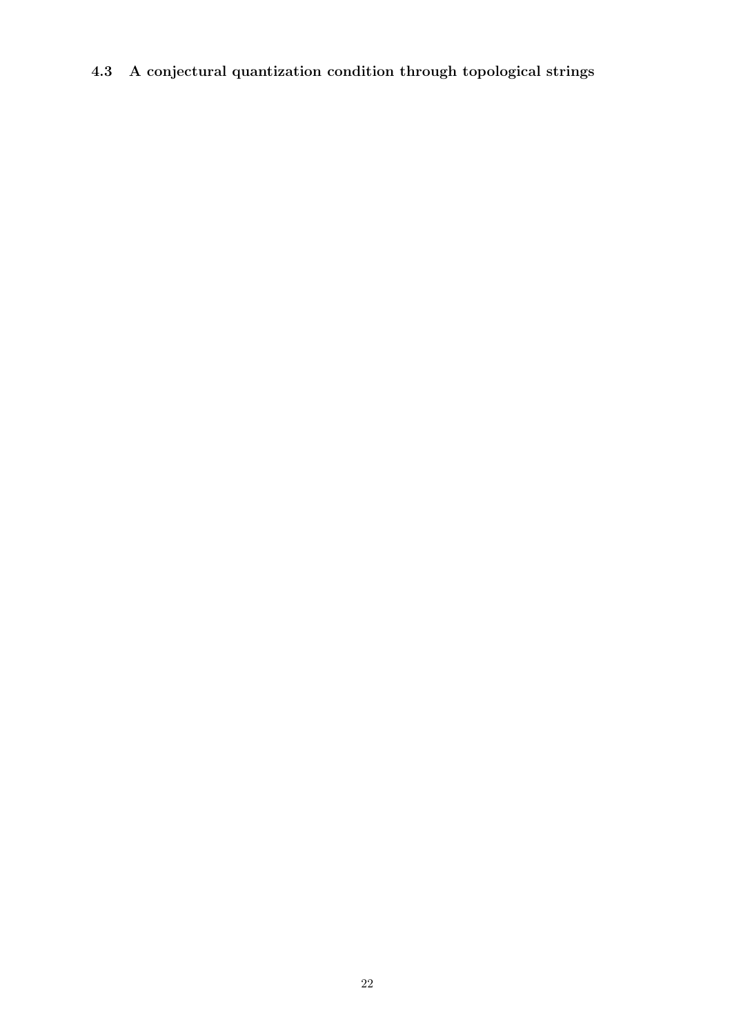### 4.3 A conjectural quantization condition through topological strings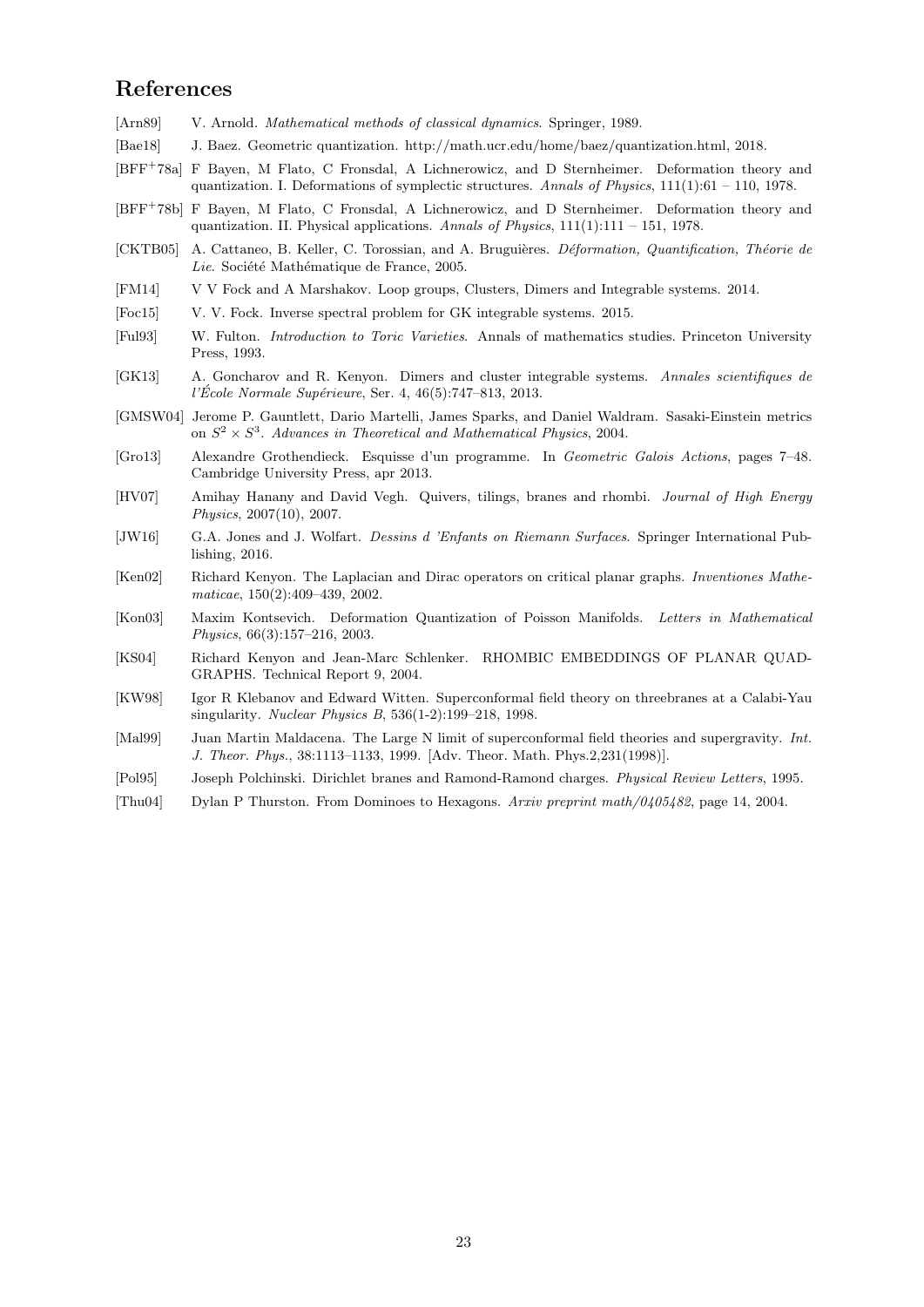## References

[Arn89] V. Arnold. *Mathematical methods of classical dynamics*. Springer, 1989.

[Bae18] J. Baez. Geometric quantization. http://math.ucr.edu/home/baez/quantization.html, 2018.

[BFF+78a] F Bayen, M Flato, C Fronsdal, A Lichnerowicz, and D Sternheimer. Deformation theory and quantization. I. Deformations of symplectic structures. *Annals of Physics*, 111(1):61 – 110, 1978.

[BFF+78b] F Bayen, M Flato, C Fronsdal, A Lichnerowicz, and D Sternheimer. Deformation theory and quantization. II. Physical applications. *Annals of Physics*, 111(1):111 – 151, 1978.

[CKTB05] A. Cattaneo, B. Keller, C. Torossian, and A. Bruguières. *Déformation, Quantification, Théorie de Lie*. Société Mathématique de France, 2005.

[FM14] V V Fock and A Marshakov. Loop groups, Clusters, Dimers and Integrable systems. 2014.

[Foc15] V. V. Fock. Inverse spectral problem for GK integrable systems. 2015.

[Ful93] W. Fulton. *Introduction to Toric Varieties*. Annals of mathematics studies. Princeton University Press, 1993.

[GK13] A. Goncharov and R. Kenyon. Dimers and cluster integrable systems. *Annales scientifiques de l'École Normale Supérieure*, Ser. 4, 46(5):747–813, 2013.

[GMSW04] Jerome P. Gauntlett, Dario Martelli, James Sparks, and Daniel Waldram. Sasaki-Einstein metrics on $S^2 \times S^3$. *Advances in Theoretical and Mathematical Physics*, 2004.

[Gro13] Alexandre Grothendieck. Esquisse d'un programme. In *Geometric Galois Actions*, pages 7–48. Cambridge University Press, apr 2013.

[HV07] Amihay Hanany and David Vegh. Quivers, tilings, branes and rhombi. *Journal of High Energy Physics*, 2007(10), 2007.

[JW16] G.A. Jones and J. Wolfart. *Dessins d 'Enfants on Riemann Surfaces*. Springer International Publishing, 2016.

[Ken02] Richard Kenyon. The Laplacian and Dirac operators on critical planar graphs. *Inventiones Mathematicae*, 150(2):409–439, 2002.

[Kon03] Maxim Kontsevich. Deformation Quantization of Poisson Manifolds. *Letters in Mathematical Physics*, 66(3):157–216, 2003.

[KS04] Richard Kenyon and Jean-Marc Schlenker. RHOMBIC EMBEDDINGS OF PLANAR QUAD-GRAPHS. Technical Report 9, 2004.

[KW98] Igor R Klebanov and Edward Witten. Superconformal field theory on threebranes at a Calabi-Yau singularity. *Nuclear Physics B*, 536(1-2):199–218, 1998.

[Mal99] Juan Martin Maldacena. The Large N limit of superconformal field theories and supergravity. *Int. J. Theor. Phys.*, 38:1113–1133, 1999. [Adv. Theor. Math. Phys.2,231(1998)].

[Pol95] Joseph Polchinski. Dirichlet branes and Ramond-Ramond charges. *Physical Review Letters*, 1995.

[Thu04] Dylan P Thurston. From Dominoes to Hexagons. *Arxiv preprint math/0405482*, page 14, 2004.